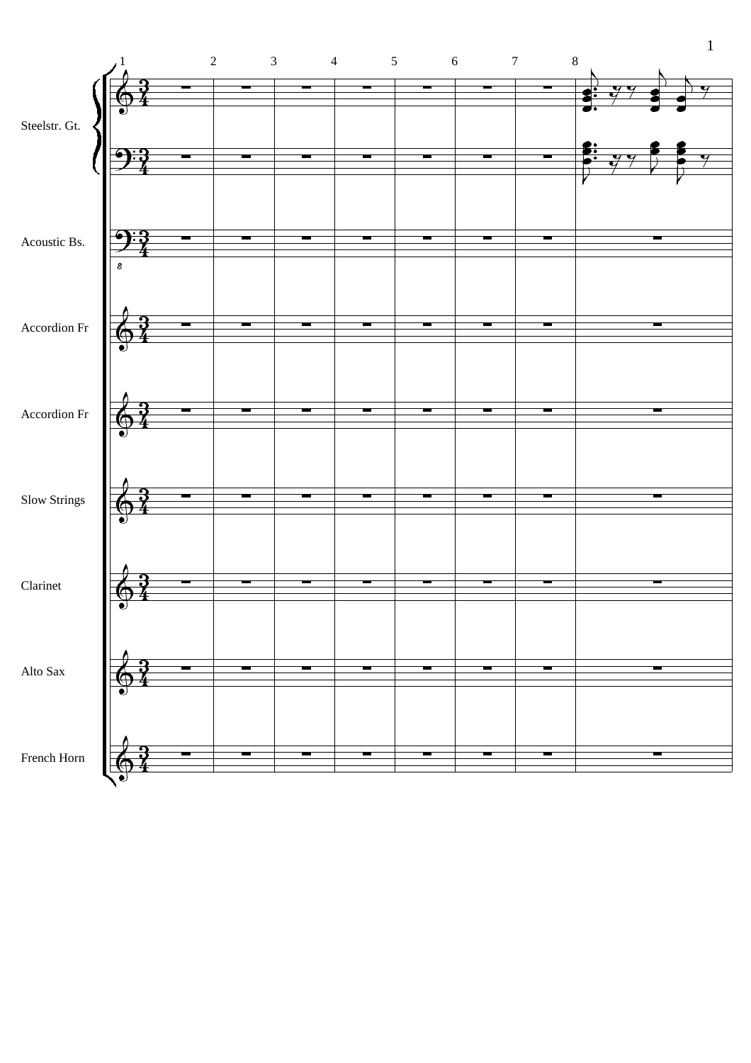Steelstr. Gt.

Acoustic Bs.

Accordion Fr

Accordion Fr

Slow Strings

Clarinet

Alto Sax

French Horn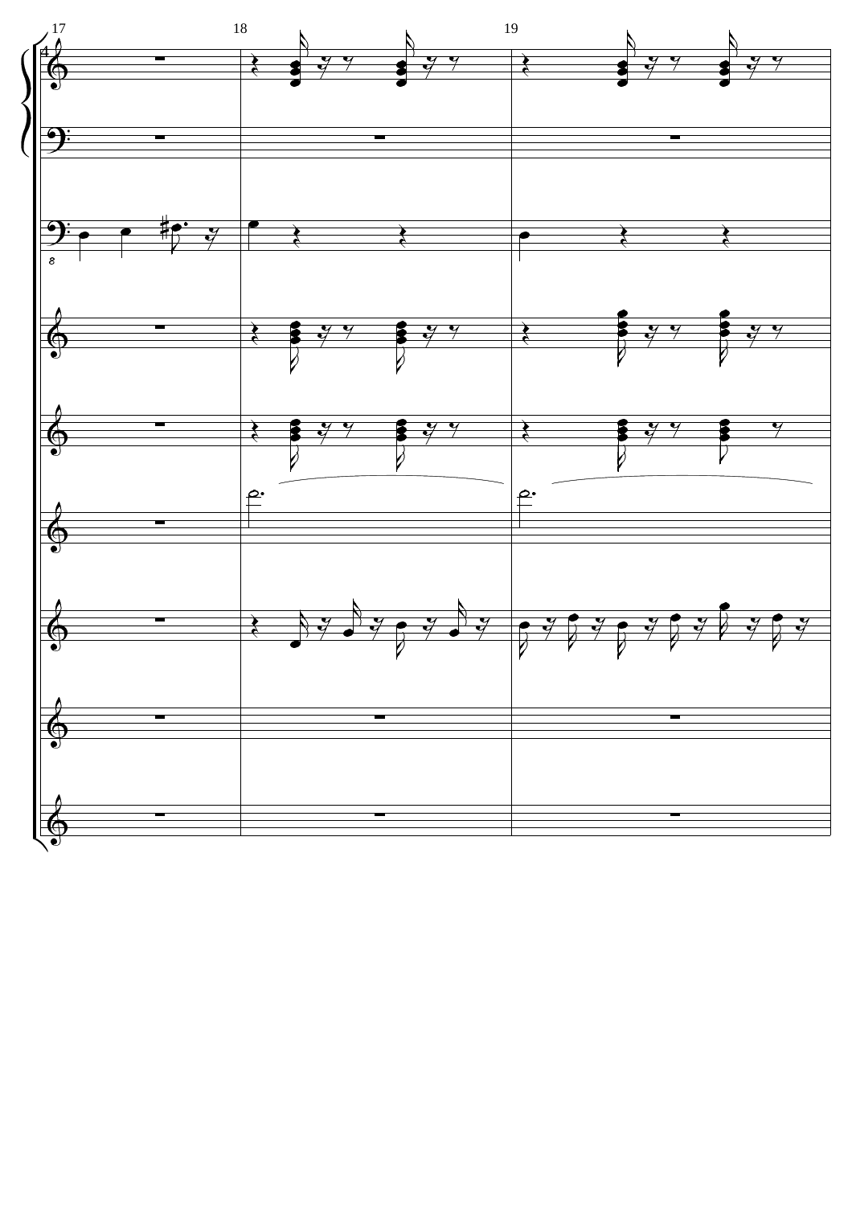17

18

19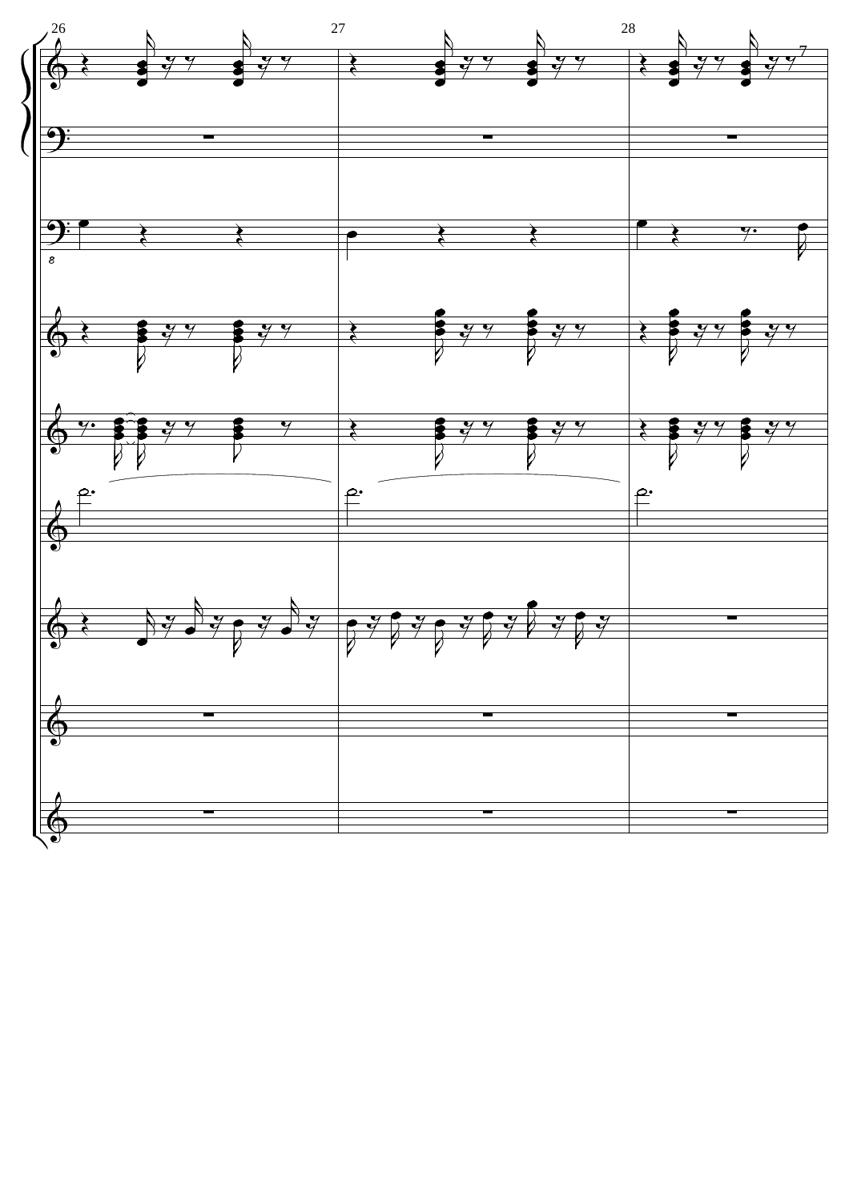26

27

28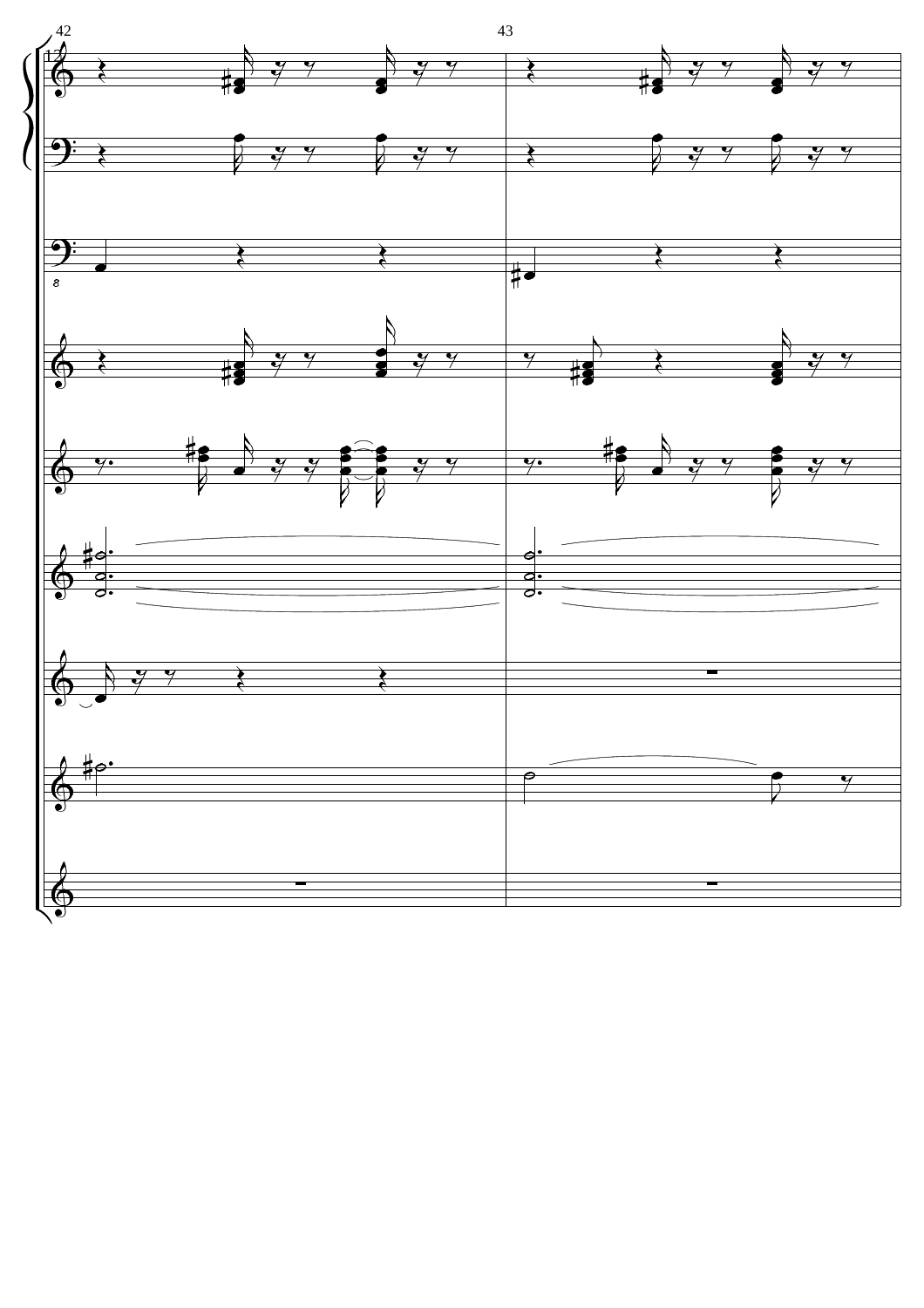42

43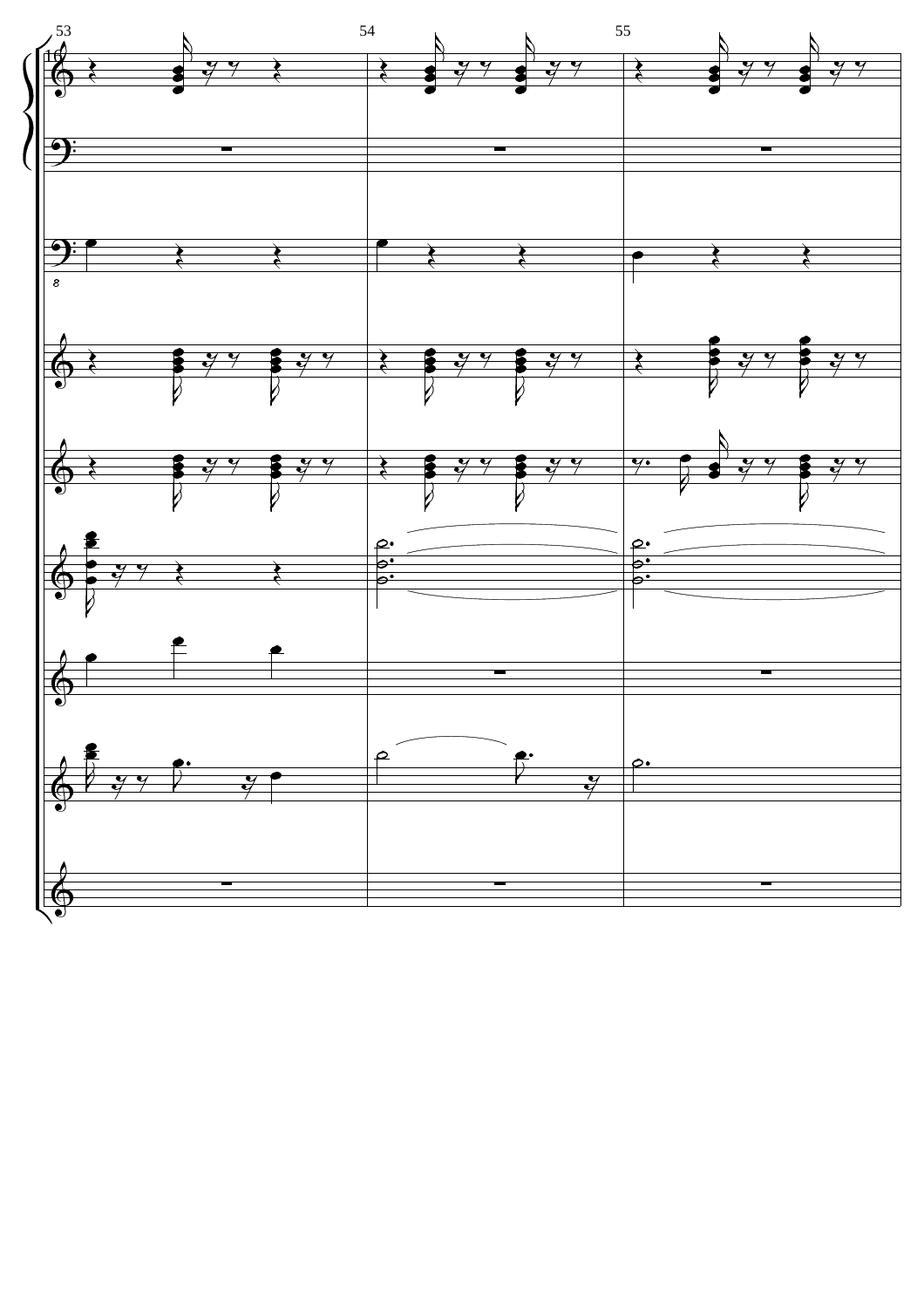53

54

55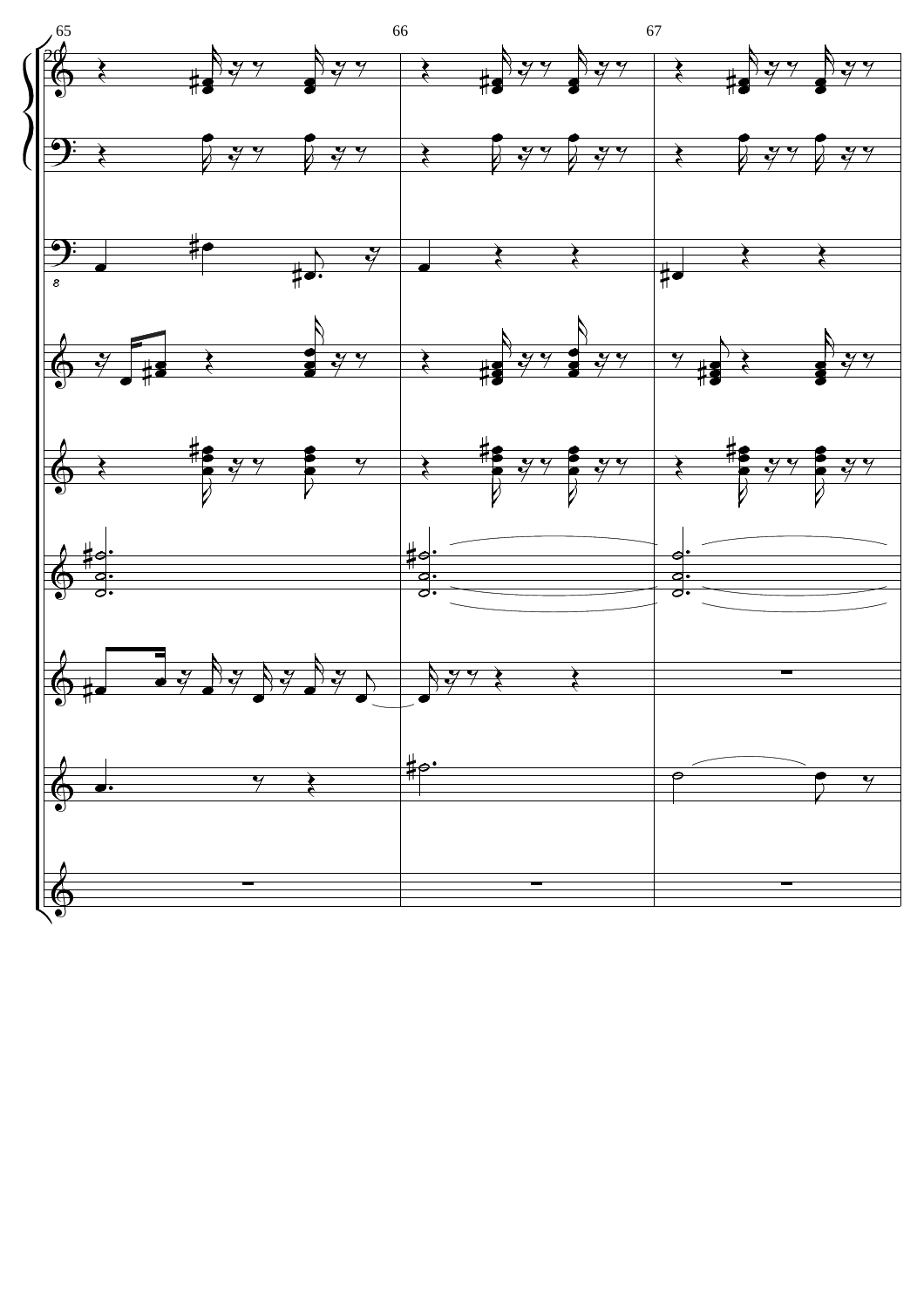65

66

67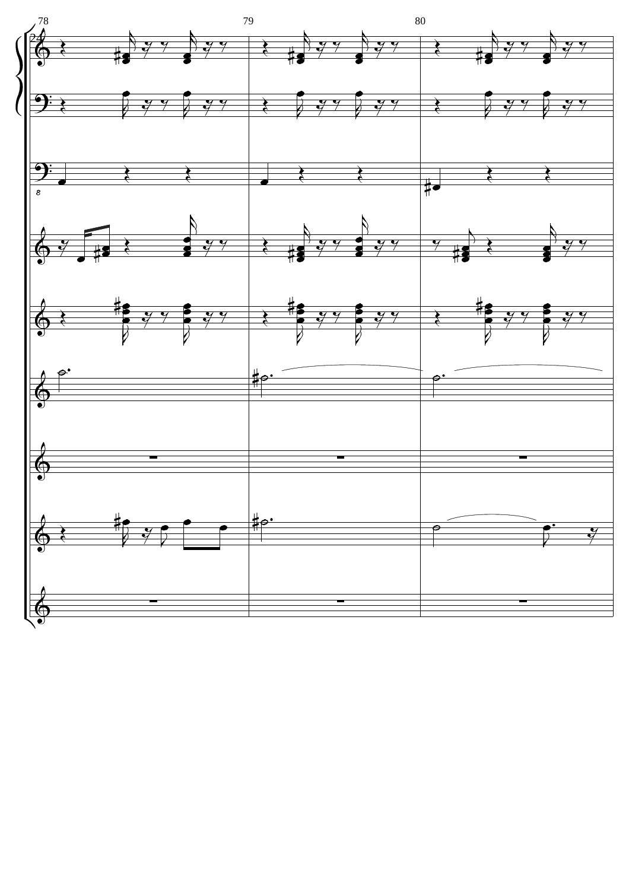78

79

80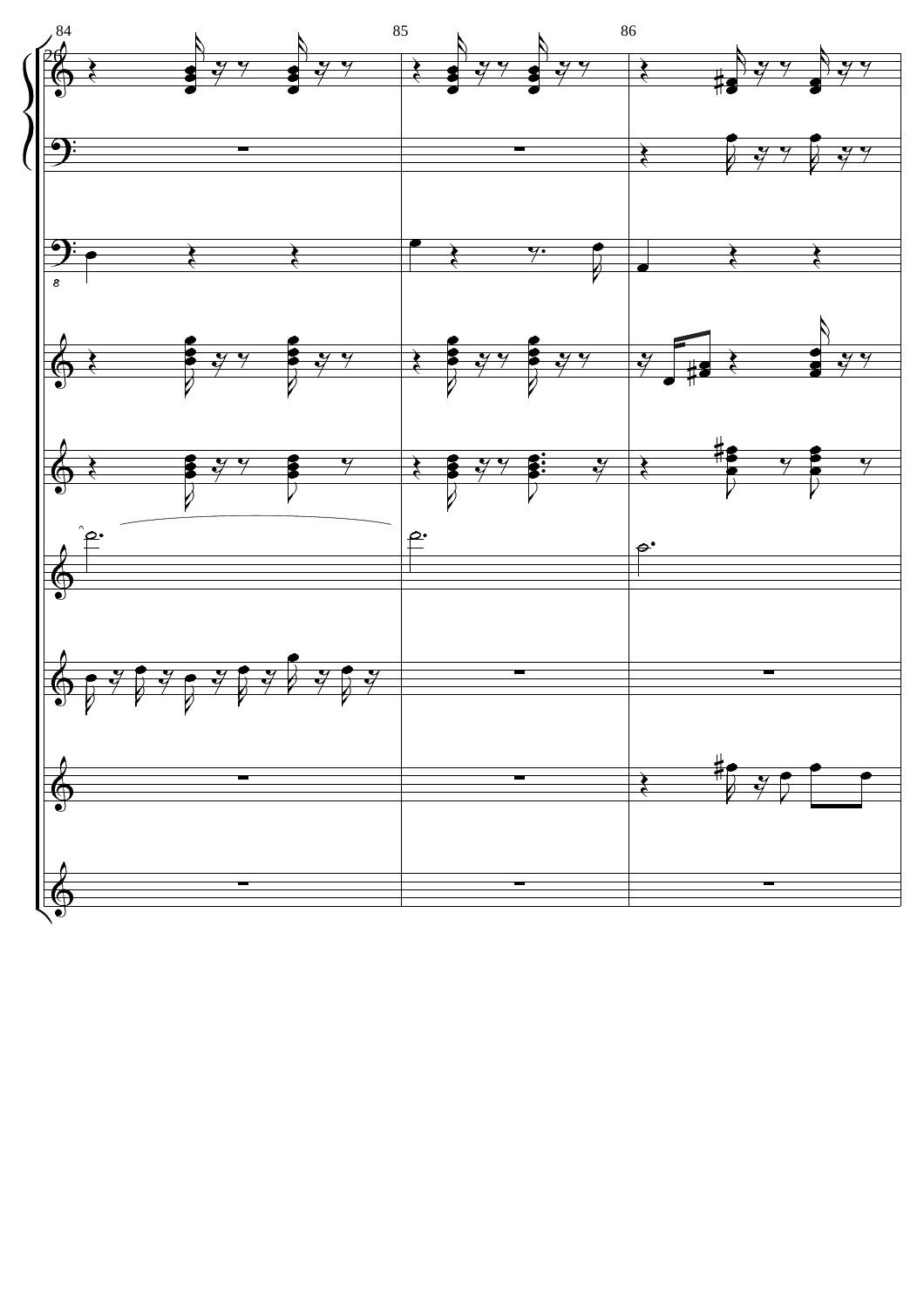84

85

86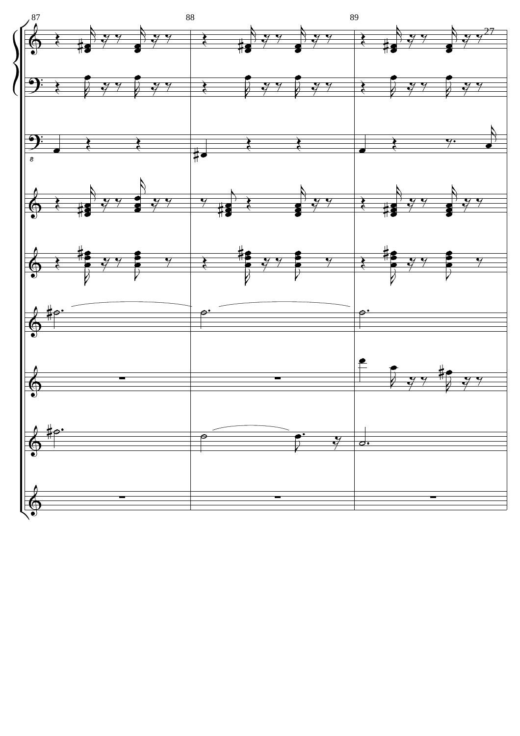87

88

89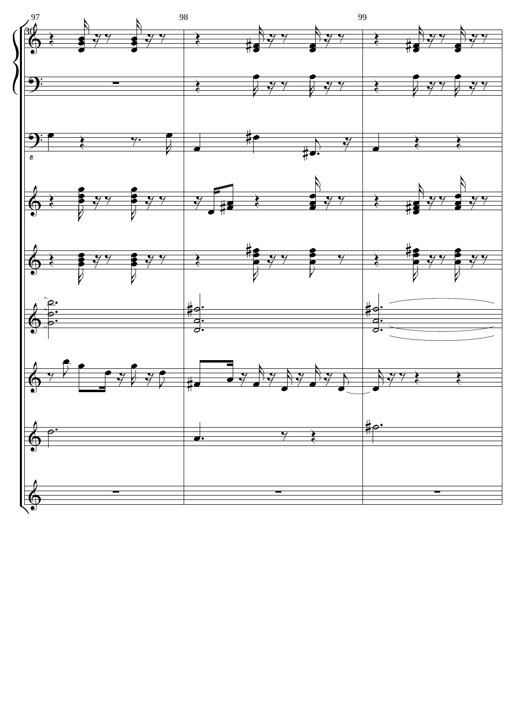97

98

99

30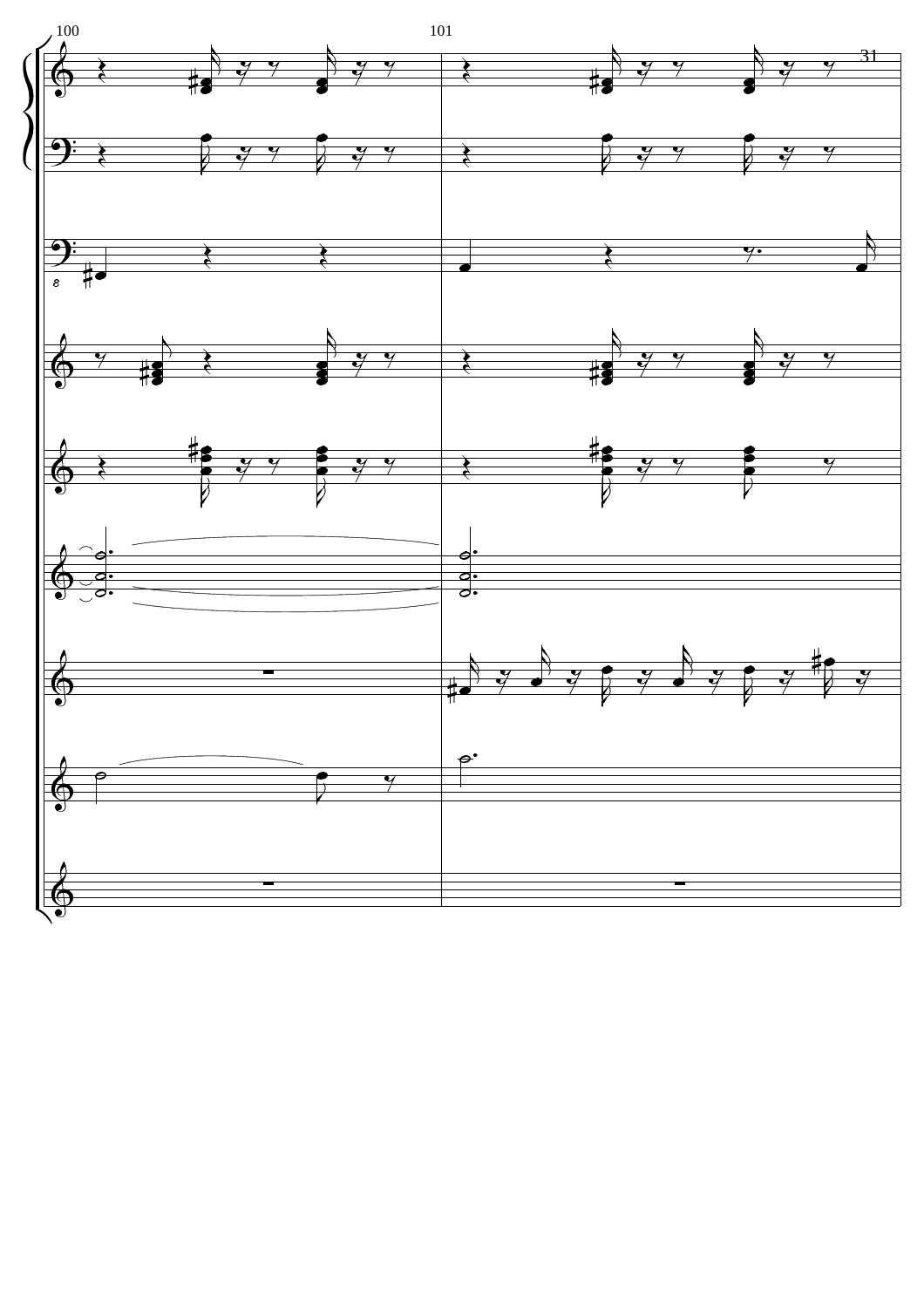100

101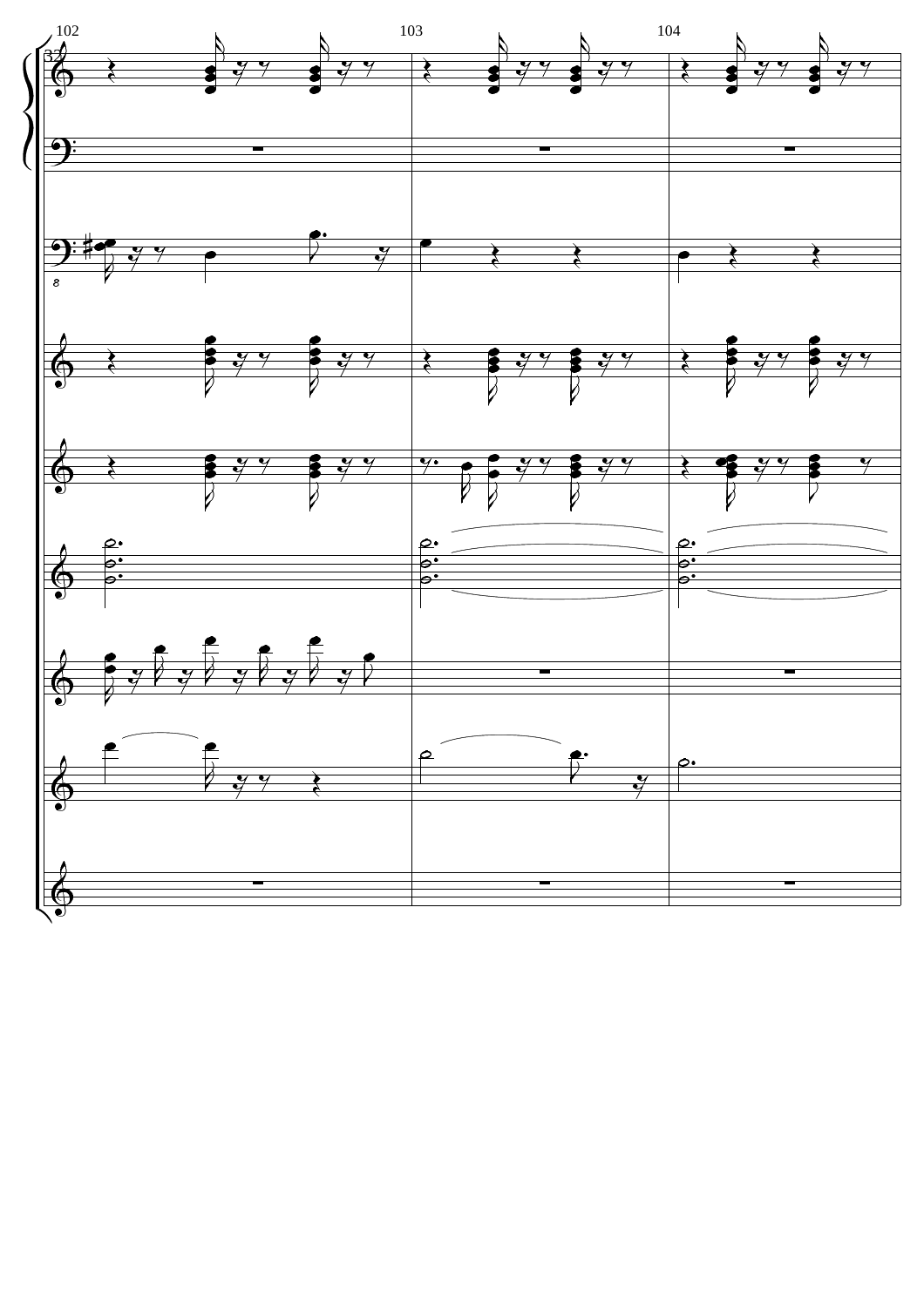102

103

104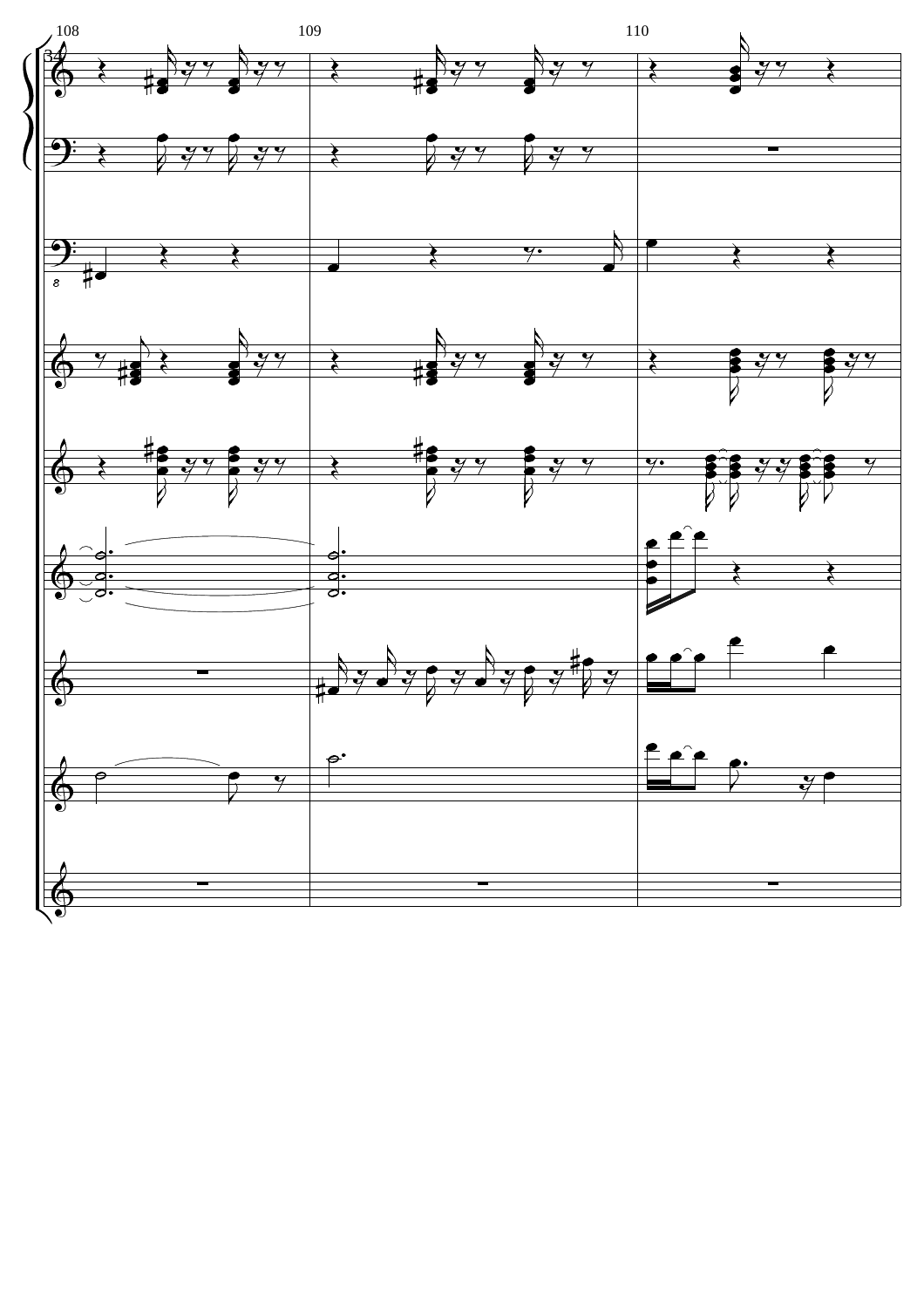108

109

110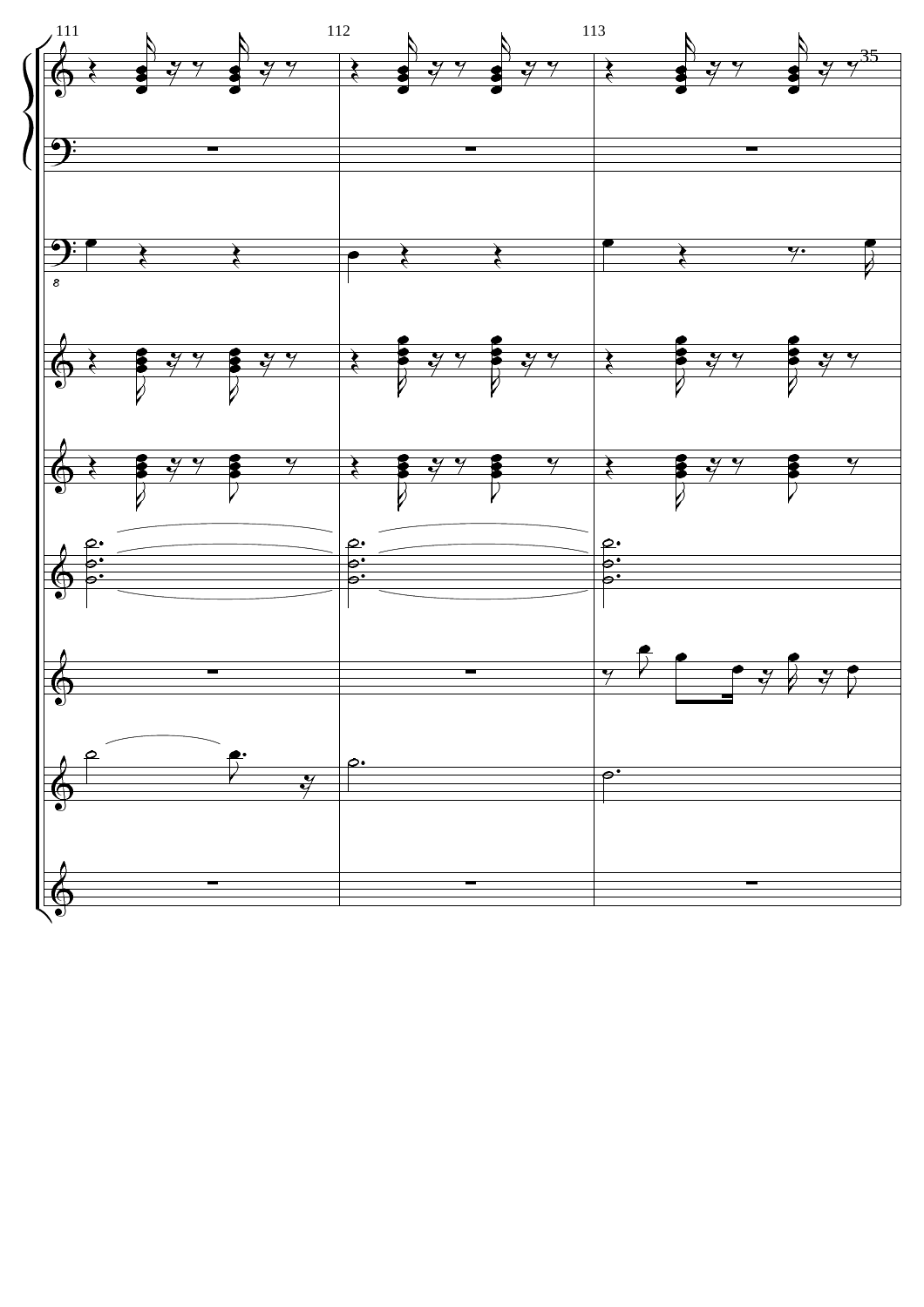111

112

113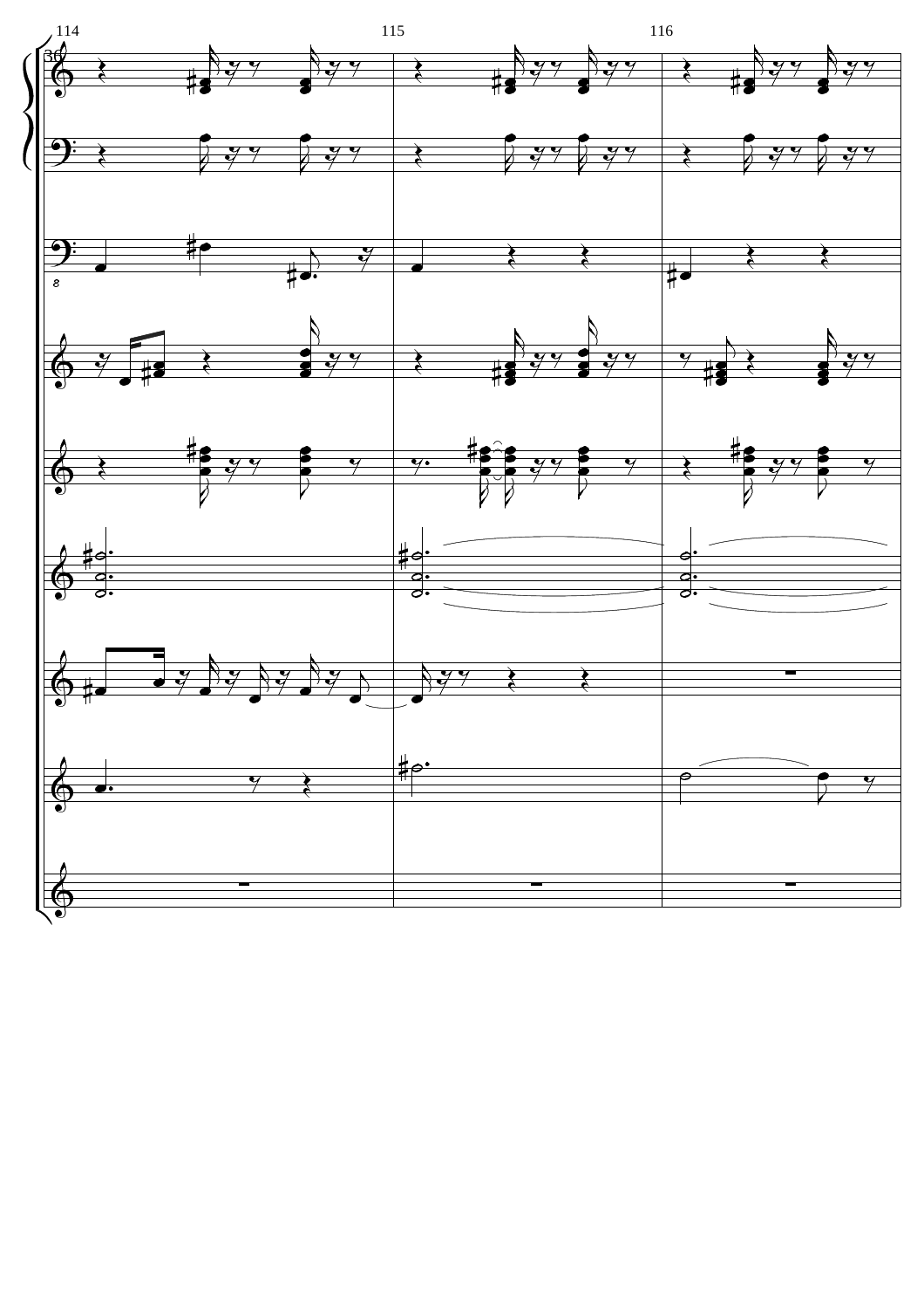114

115

116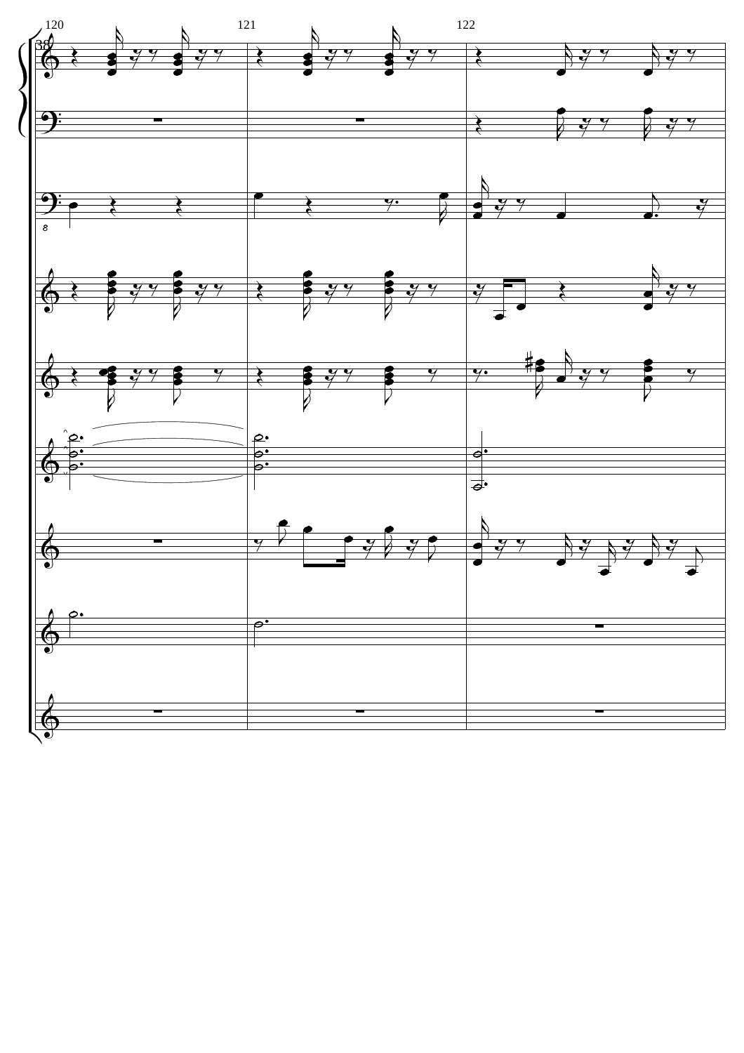120

121

122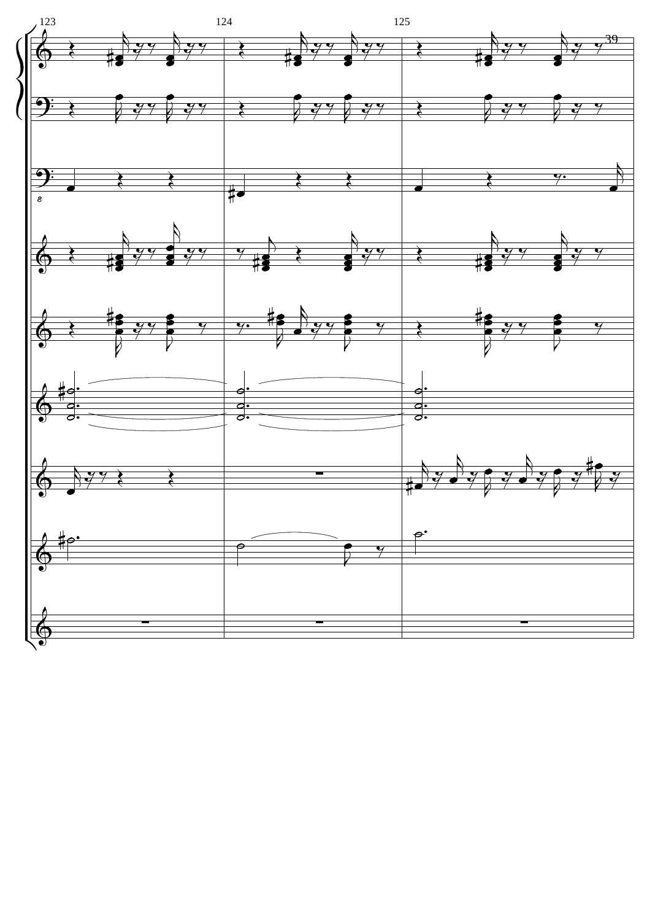123

124

125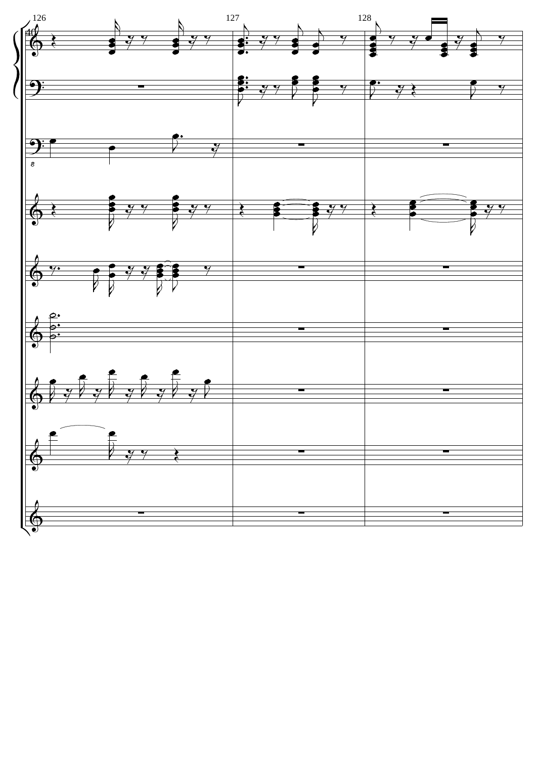126

127

128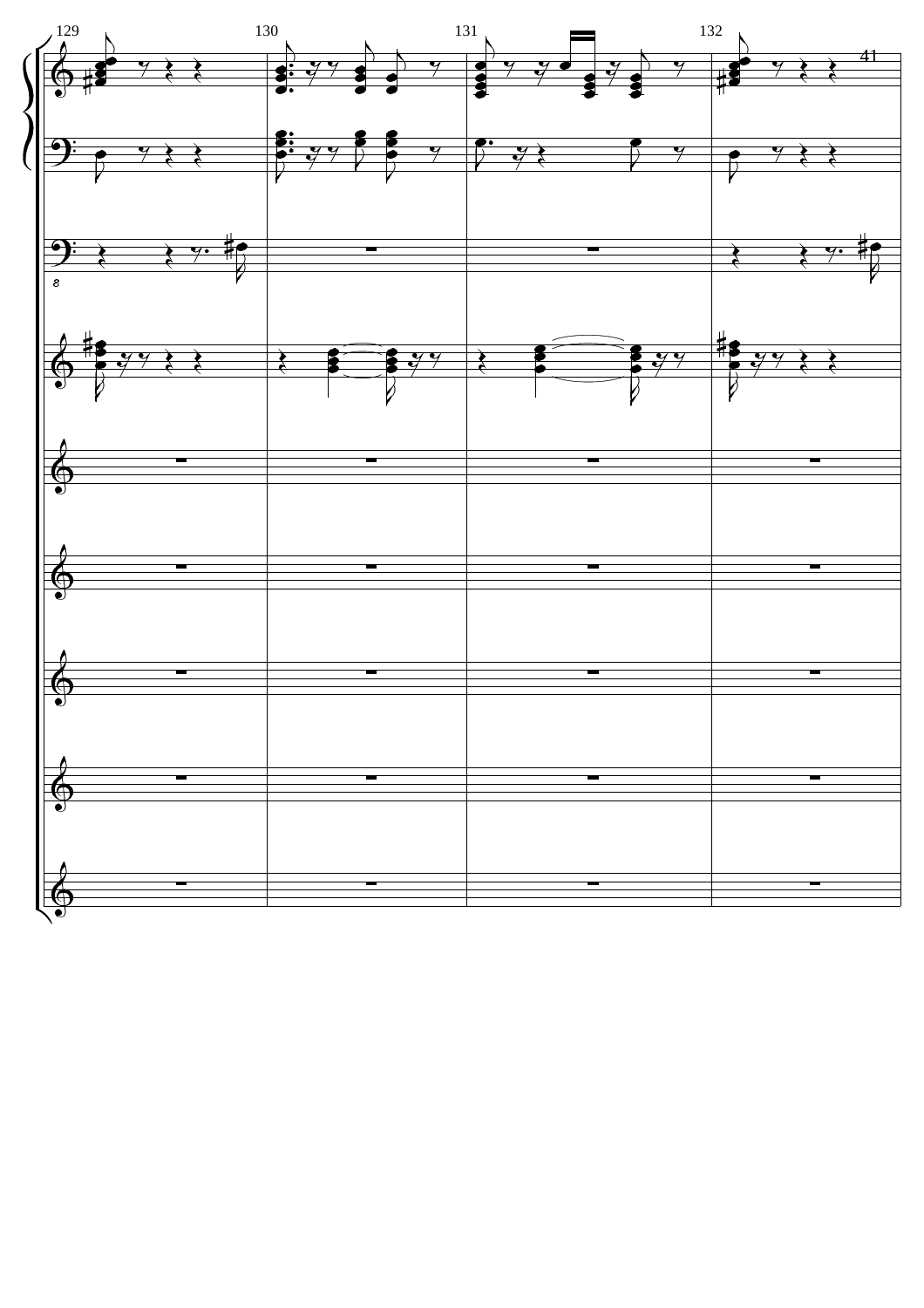129

130

131

132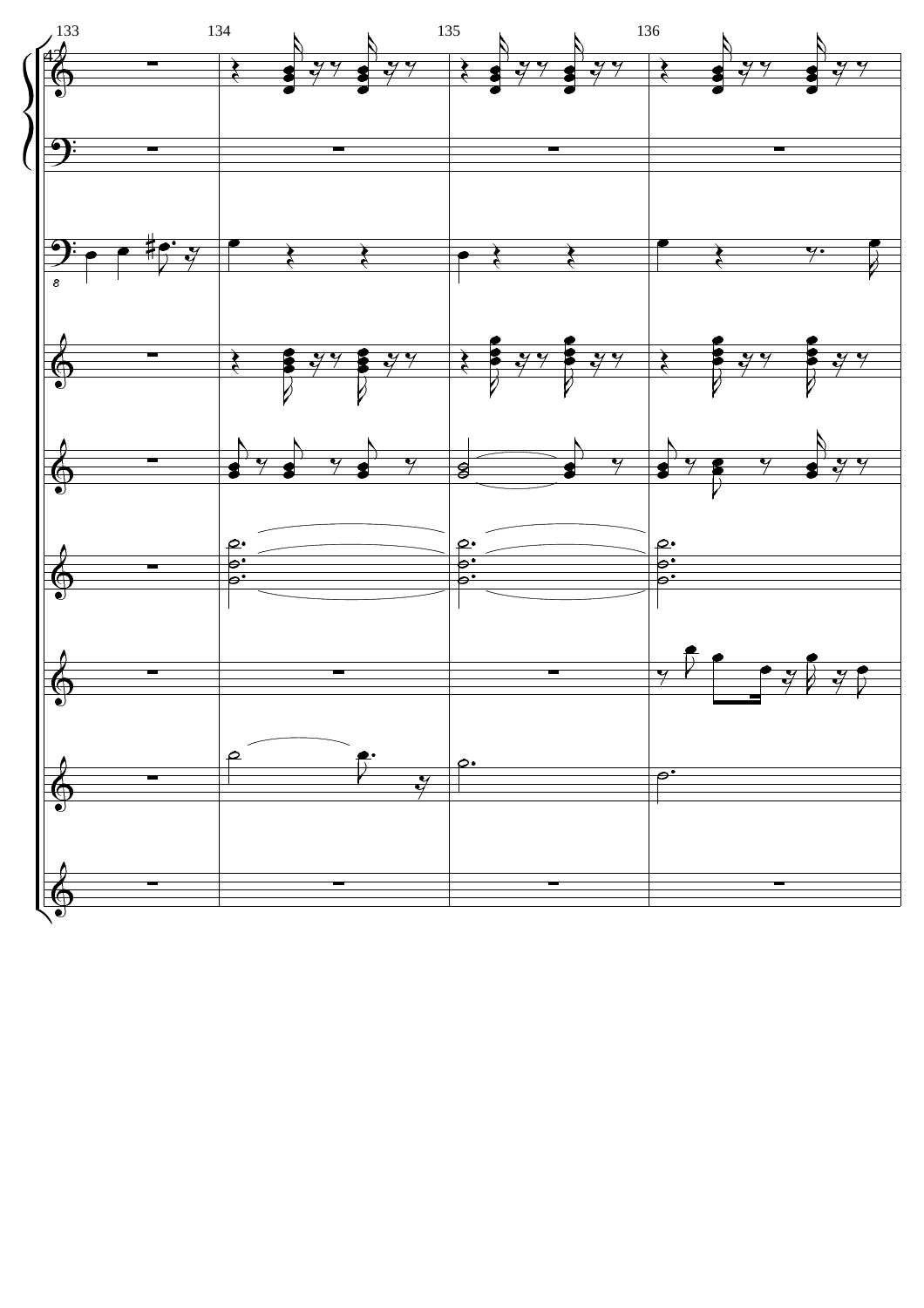133

134

135

136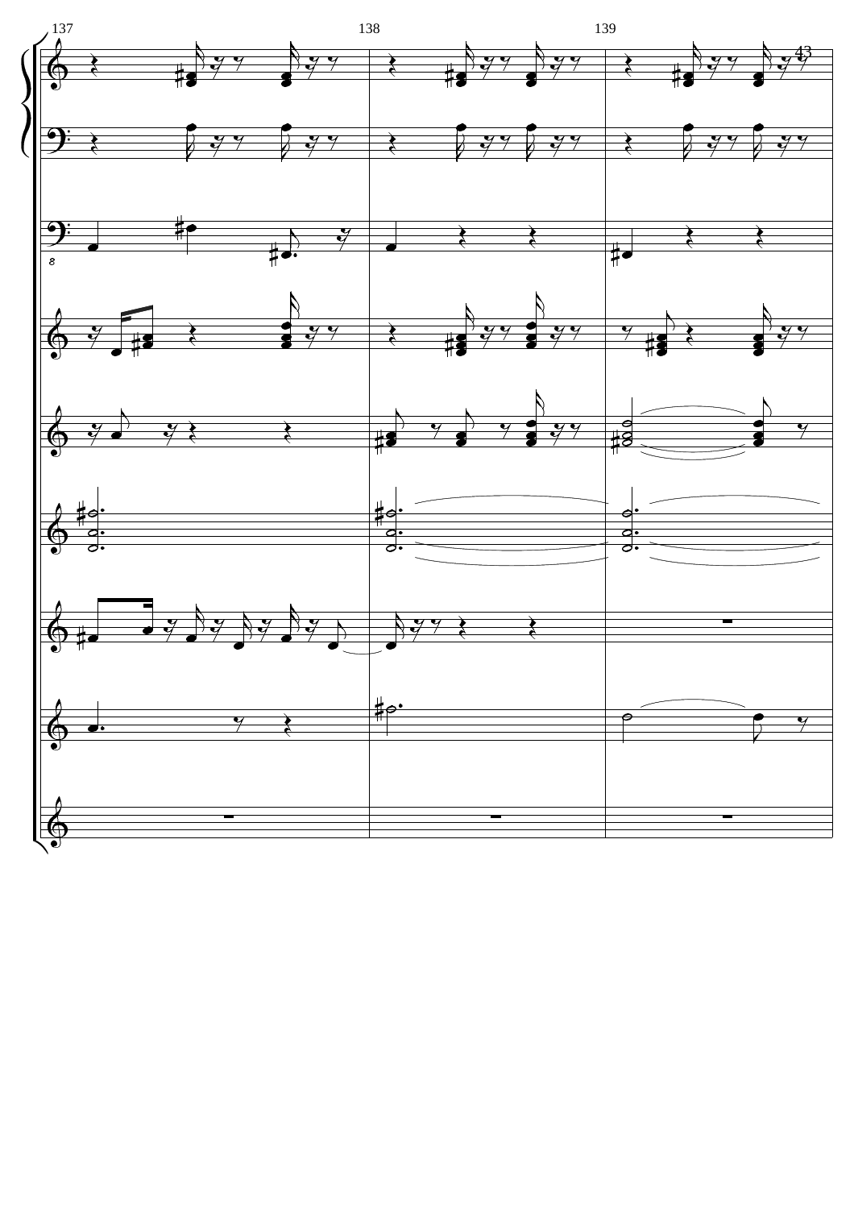137

138

139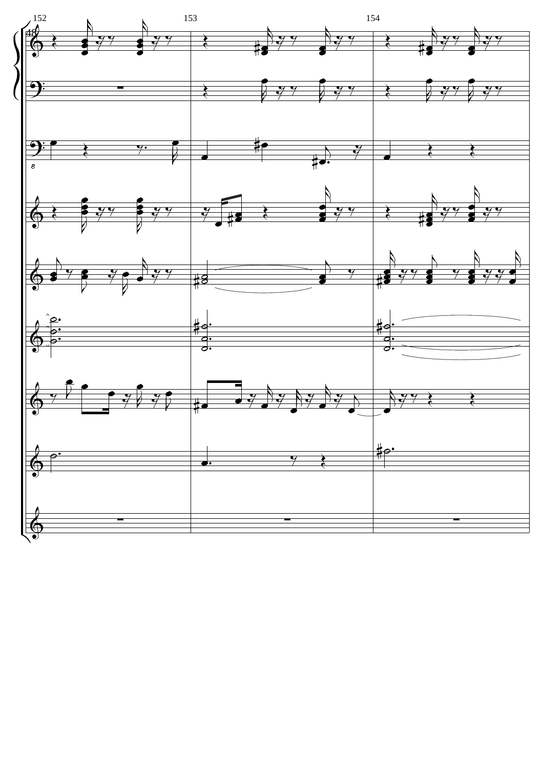152

153

154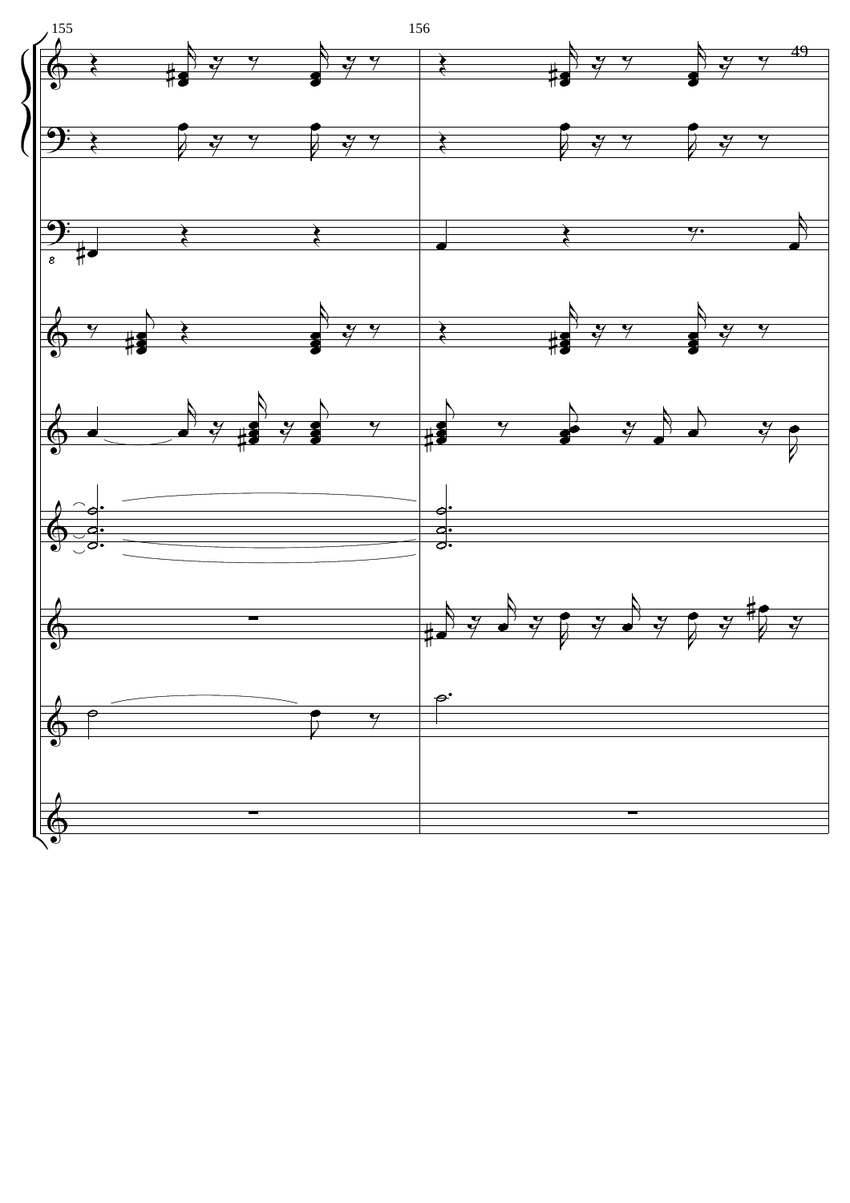155

156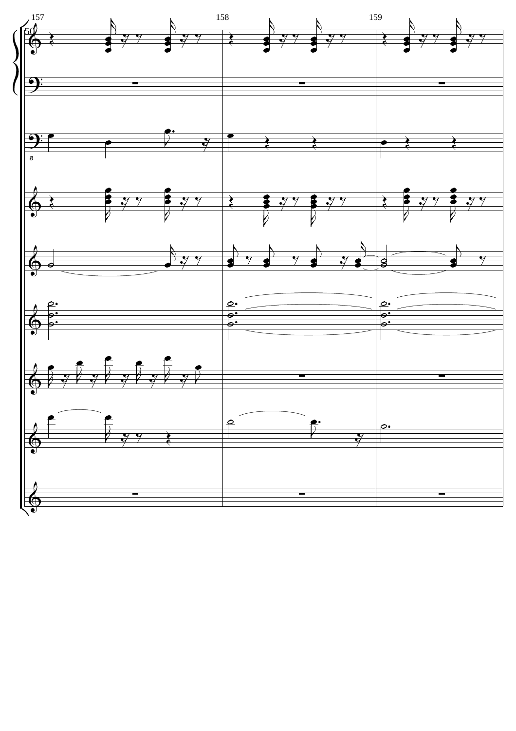157

158

159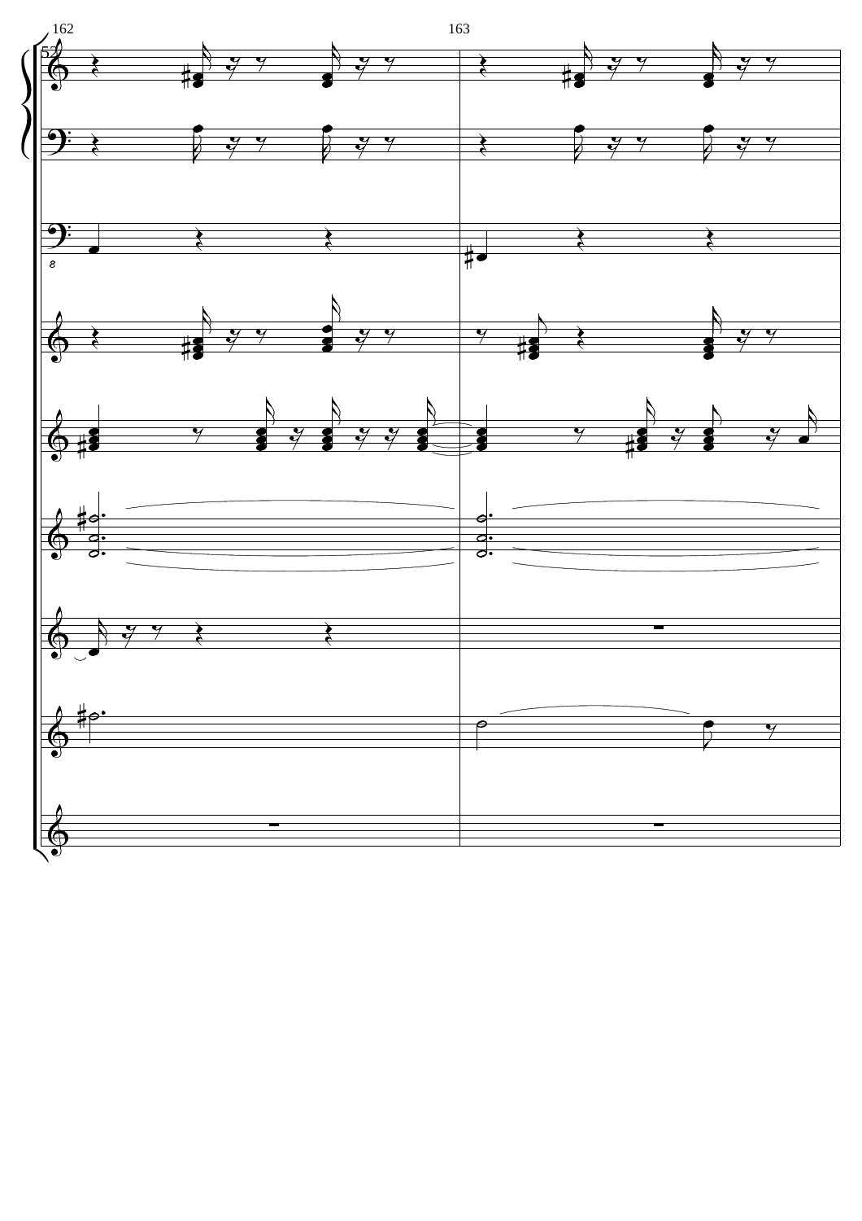162

163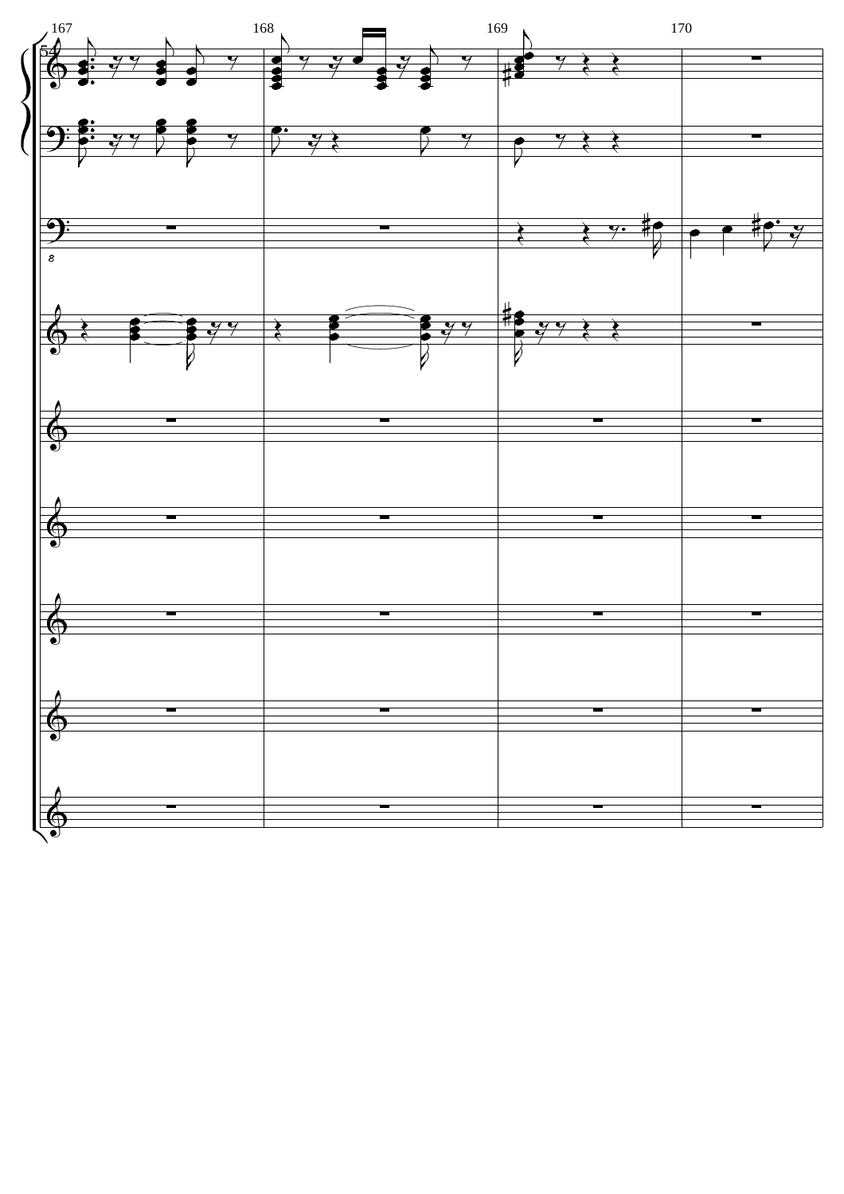167

168

169

170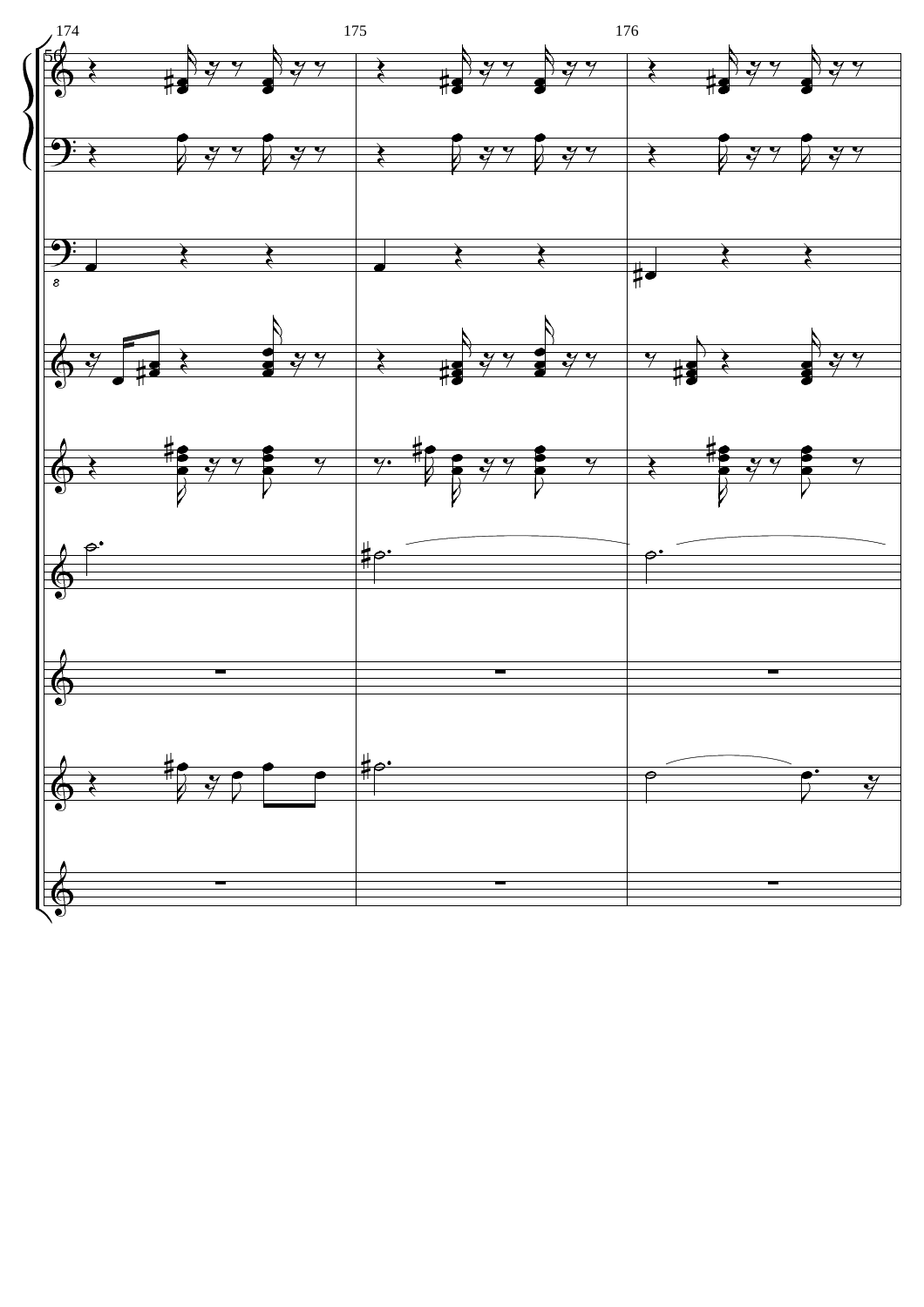174

175

176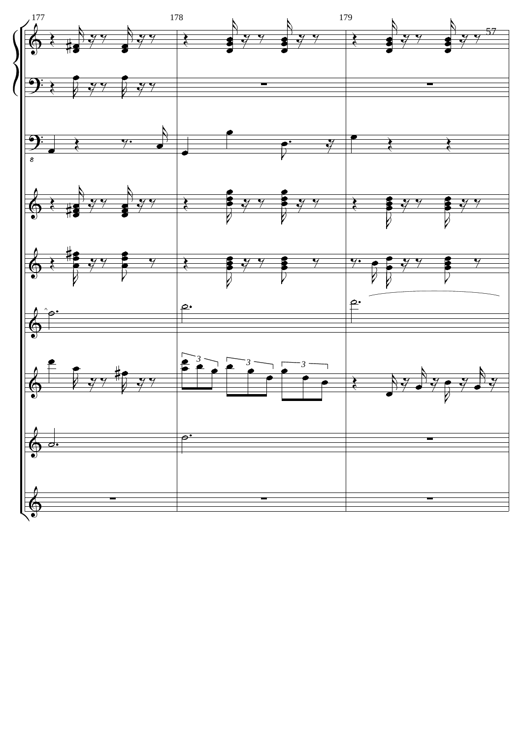177

178

179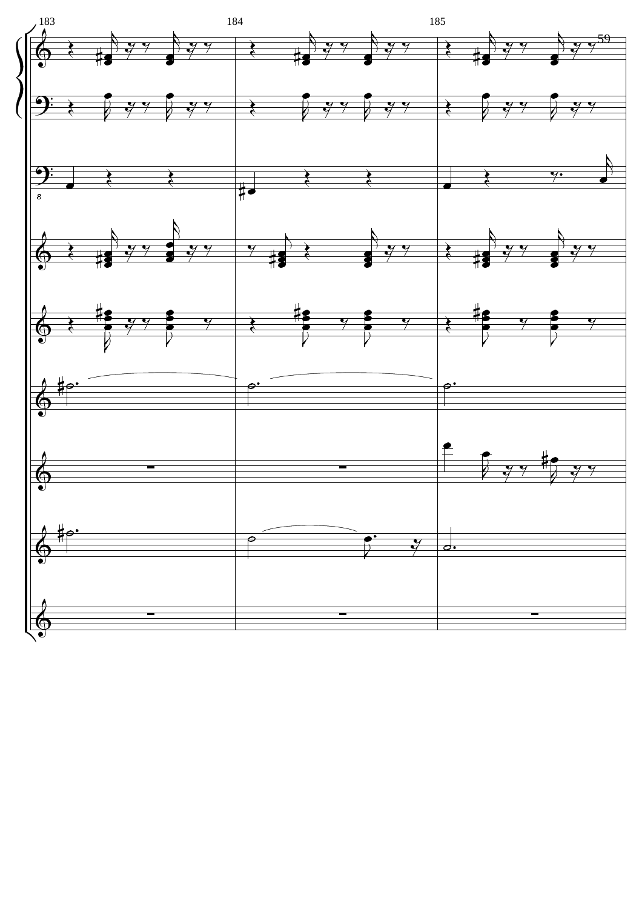183

184

185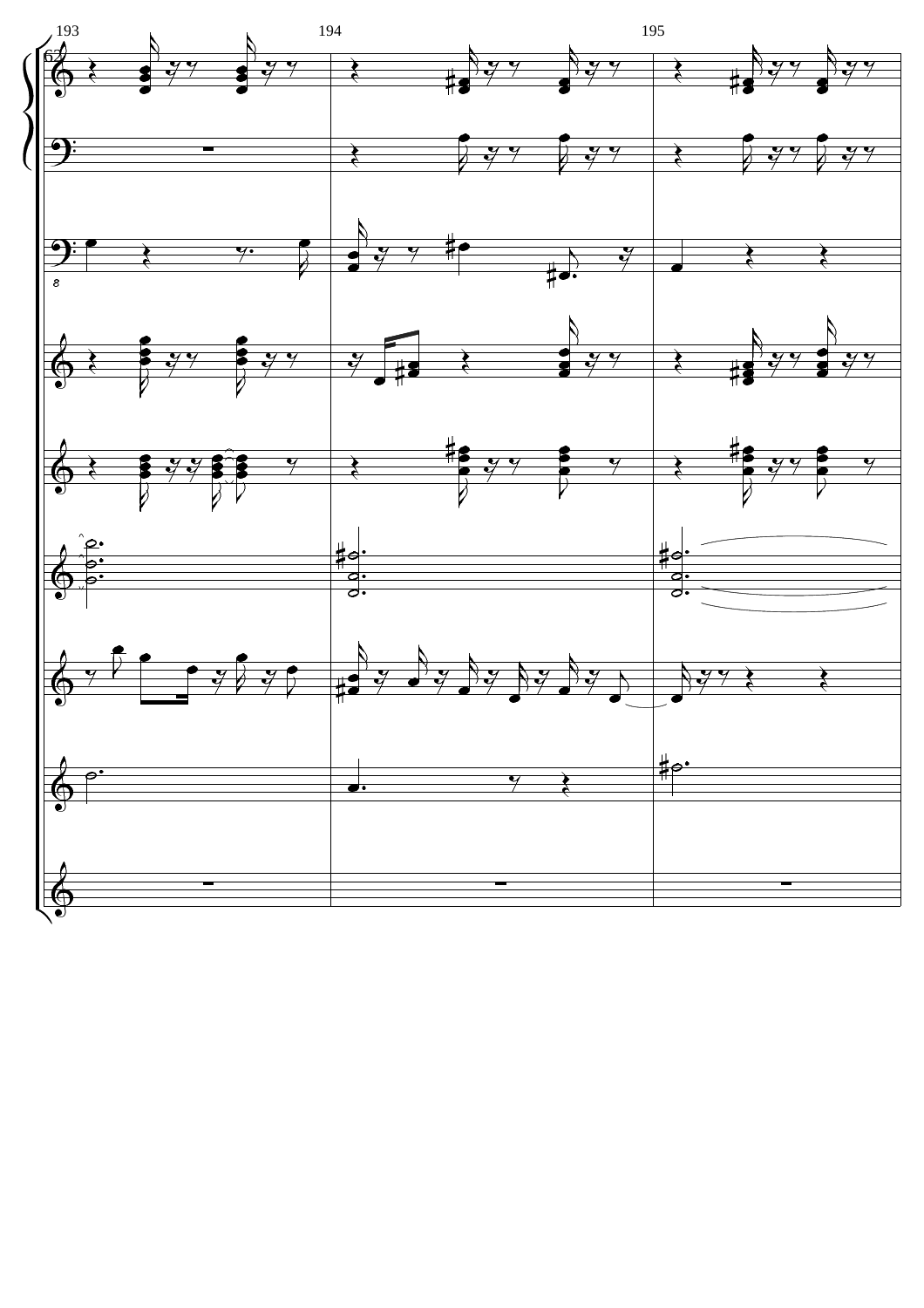193

194

195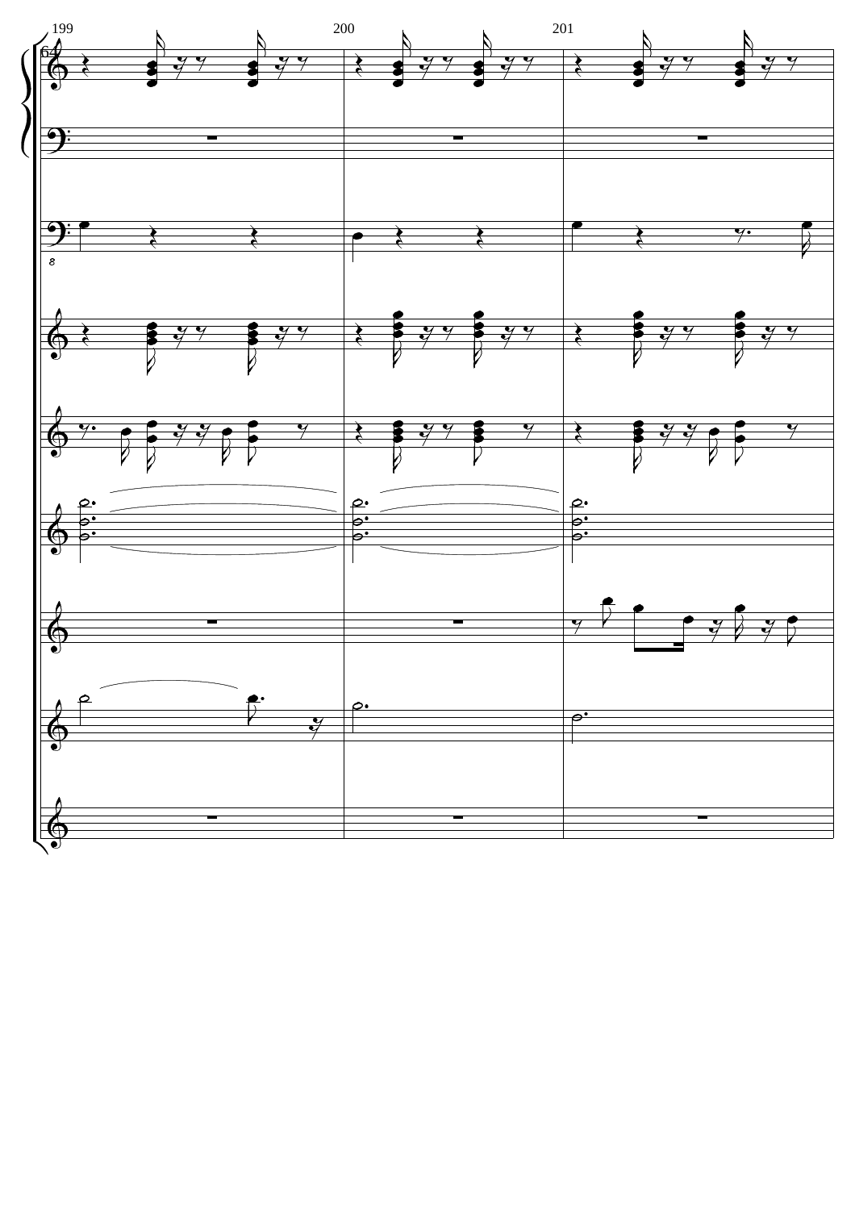199

200

201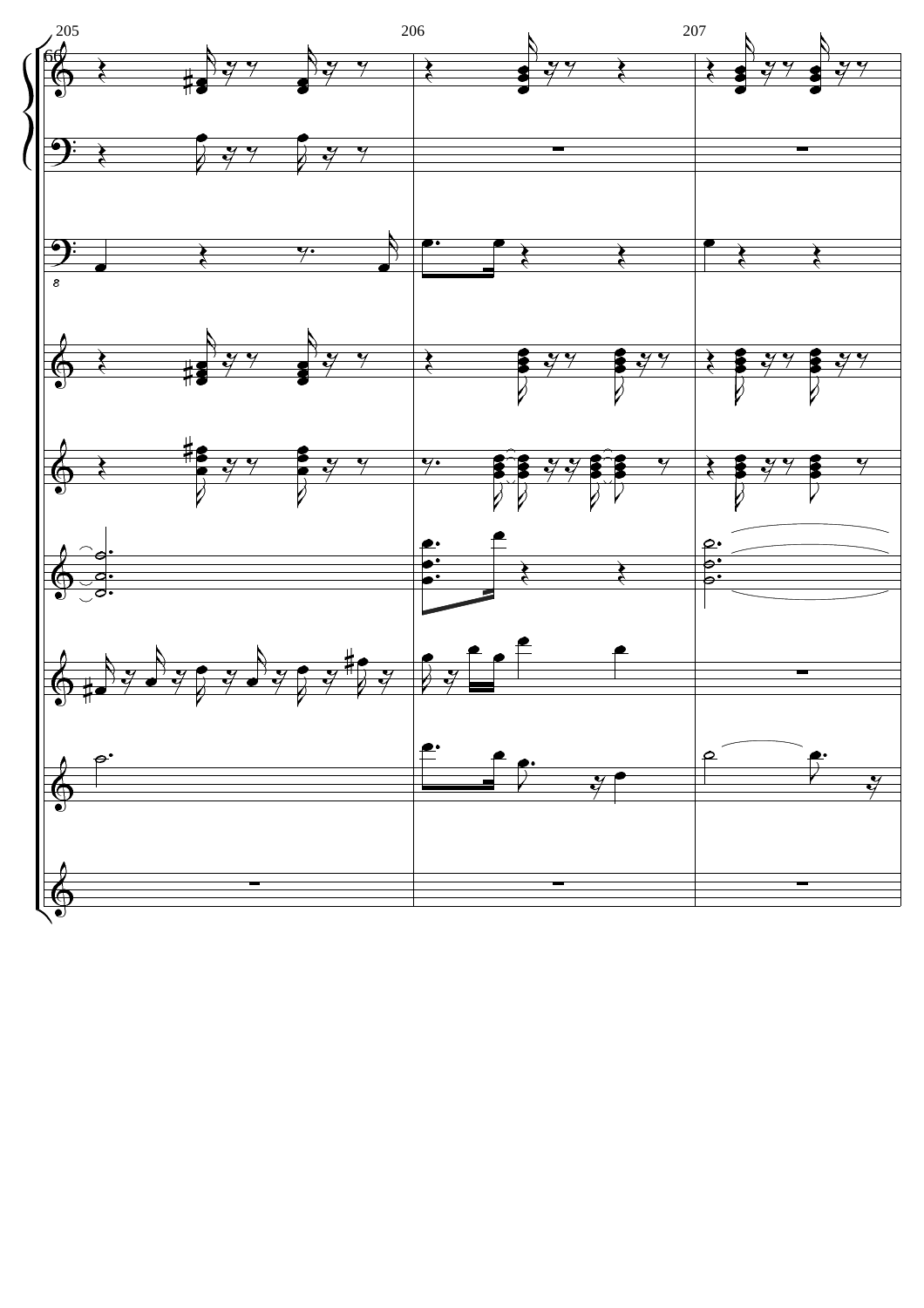205

206

207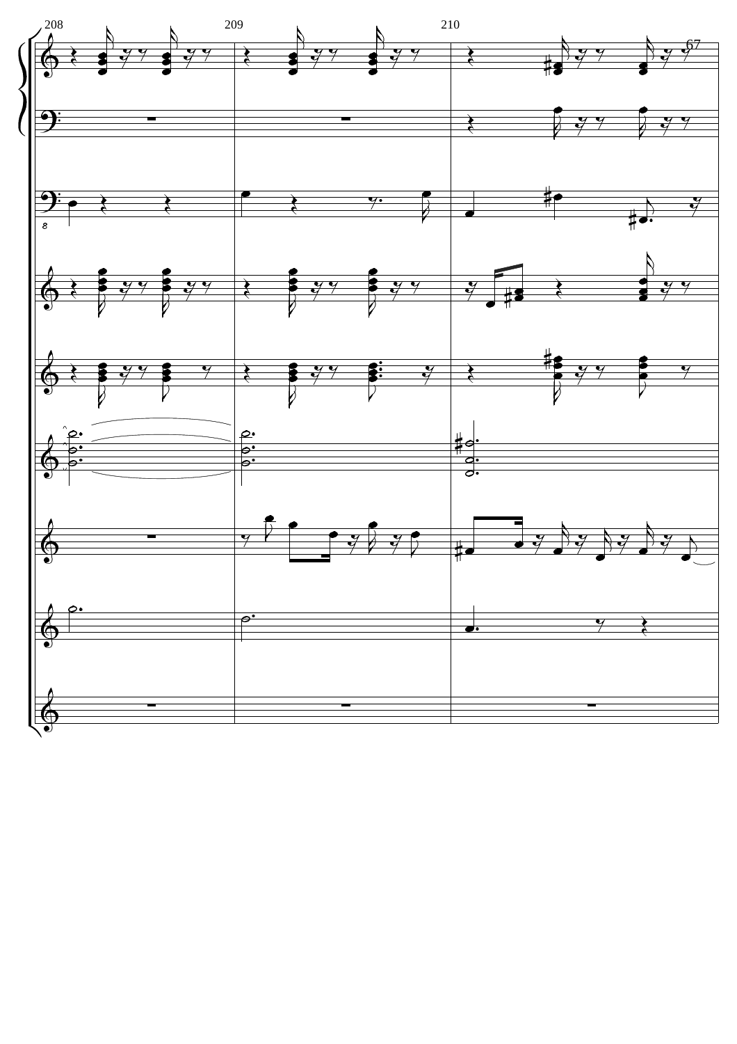208

209

210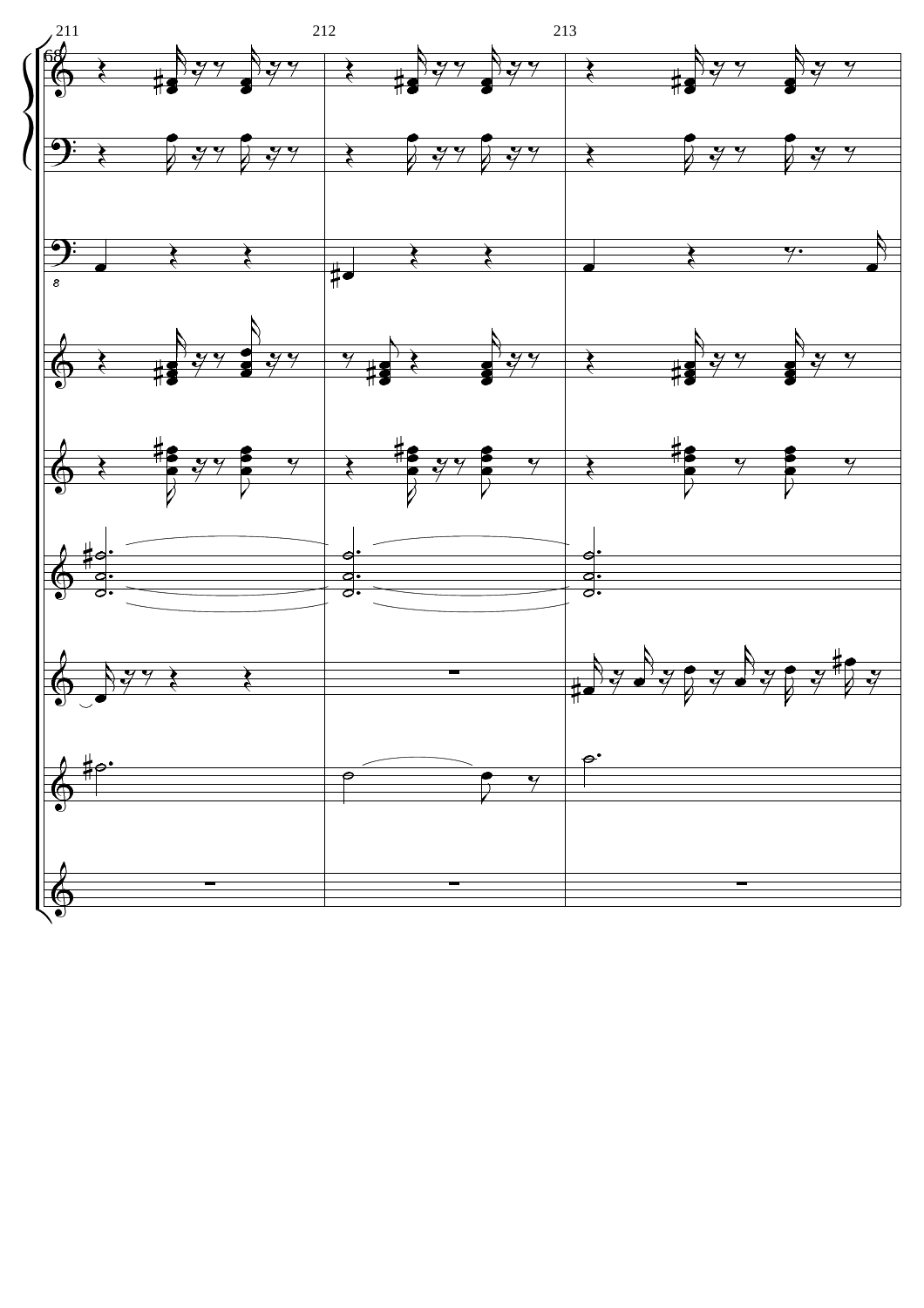211

212

213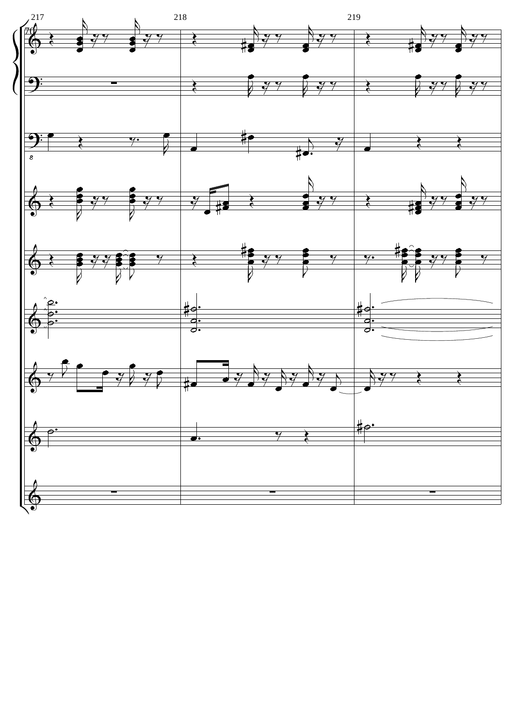217

218

219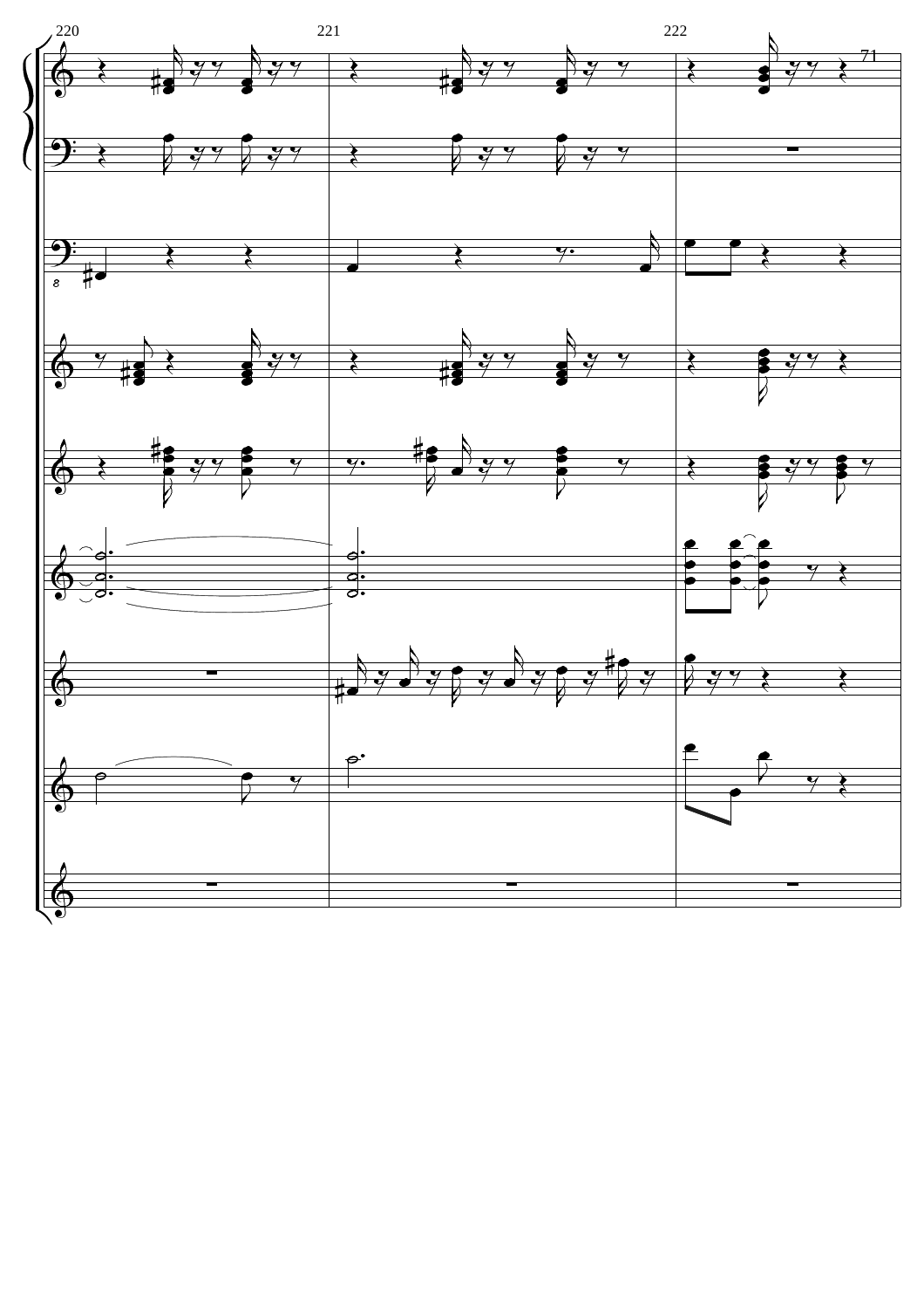220

221

222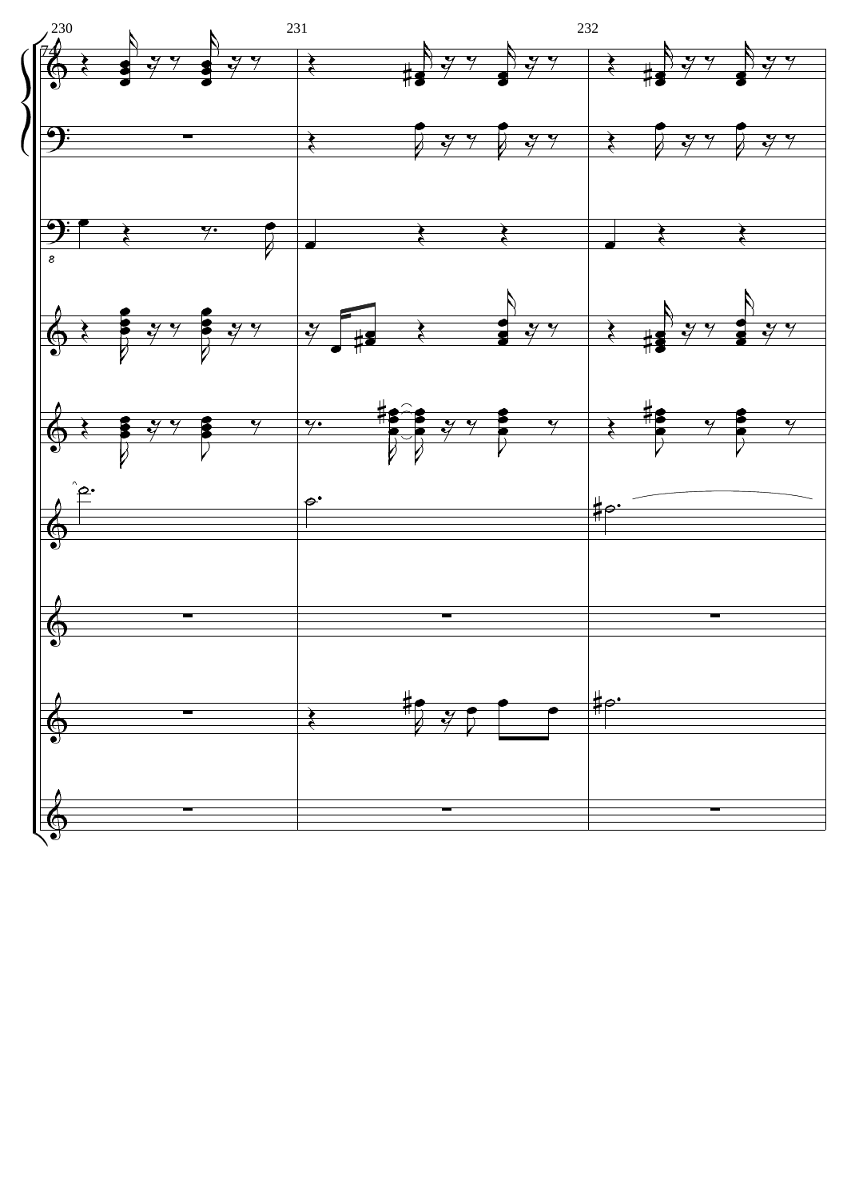230

231

232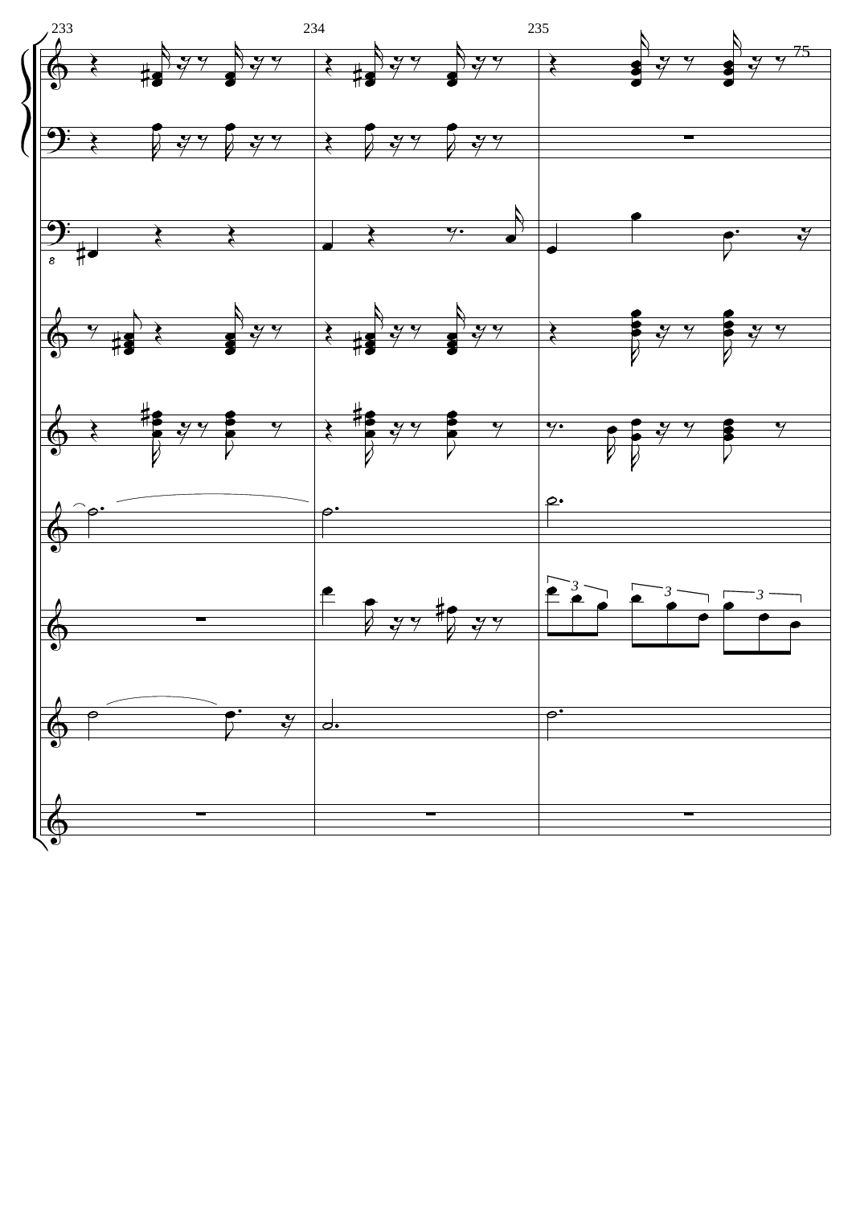233

234

235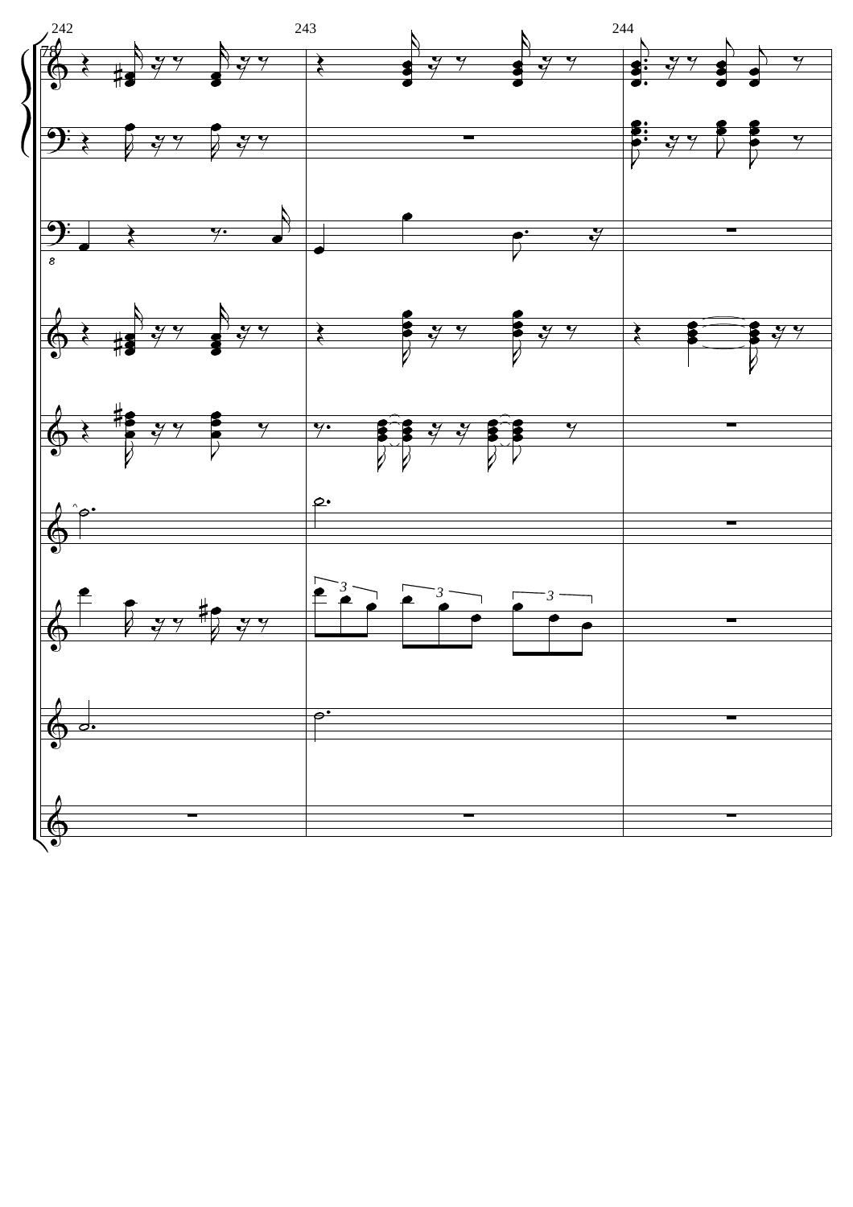242

243

244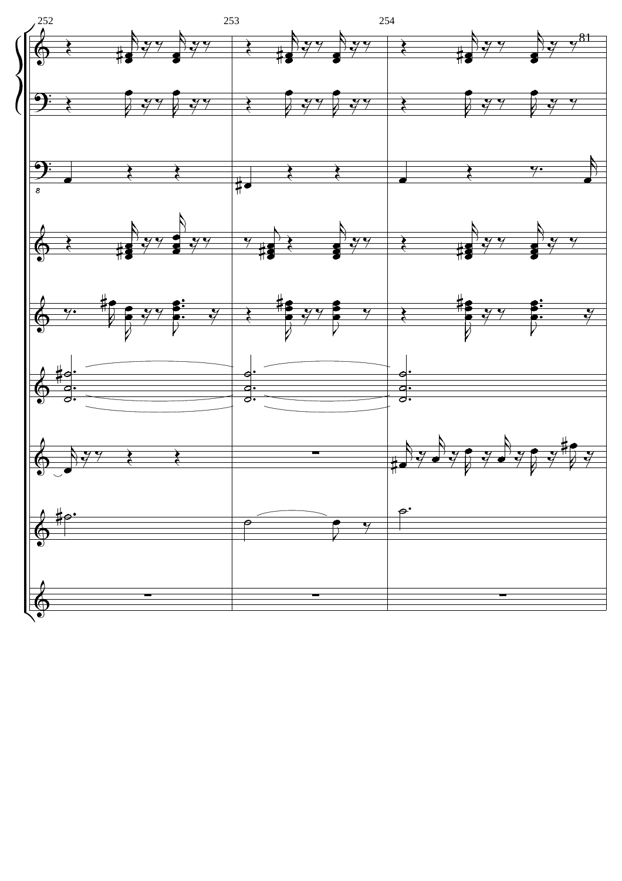252

253

254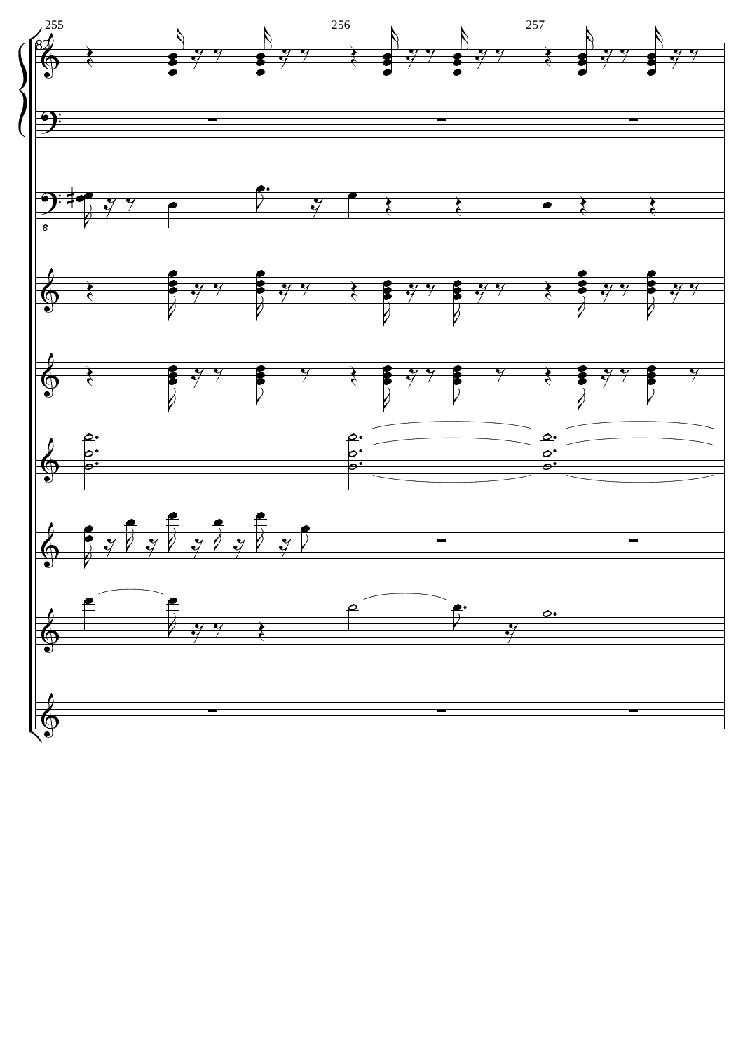255

256

257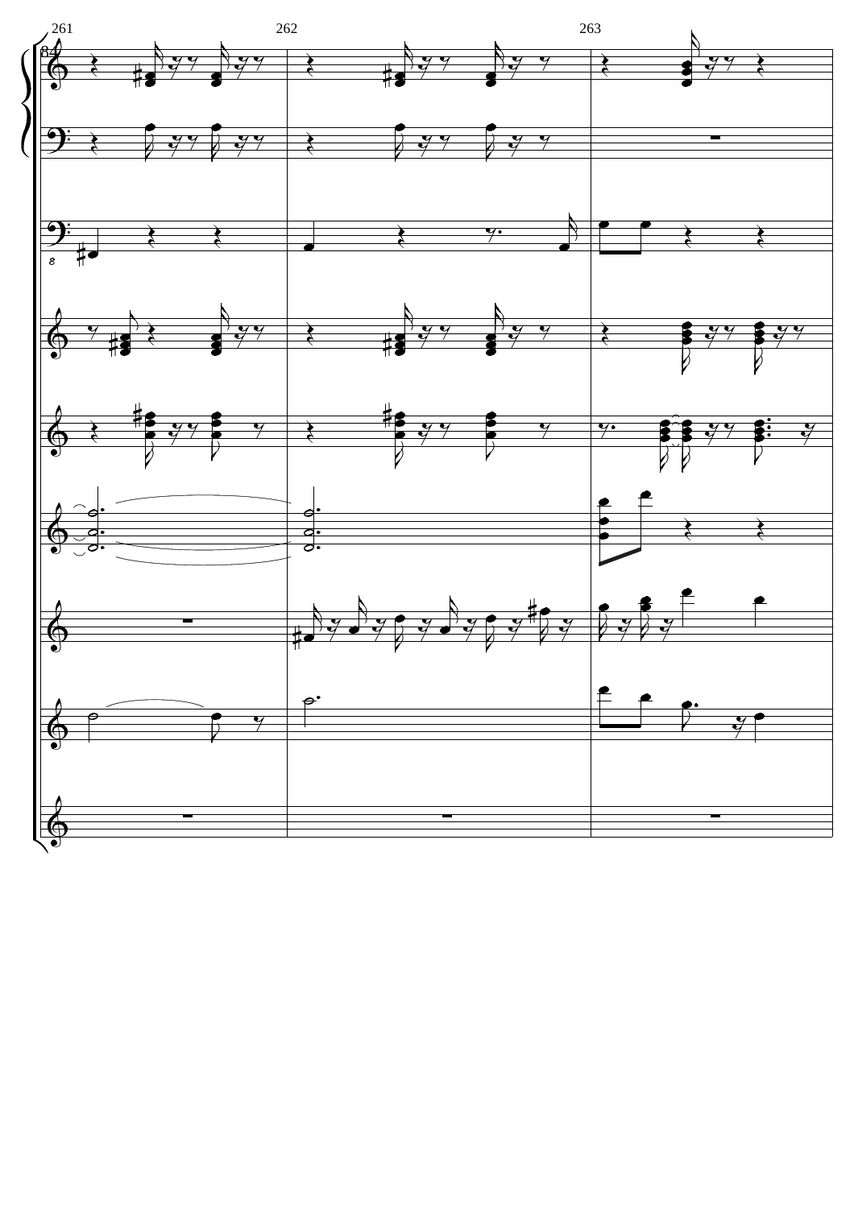261

262

263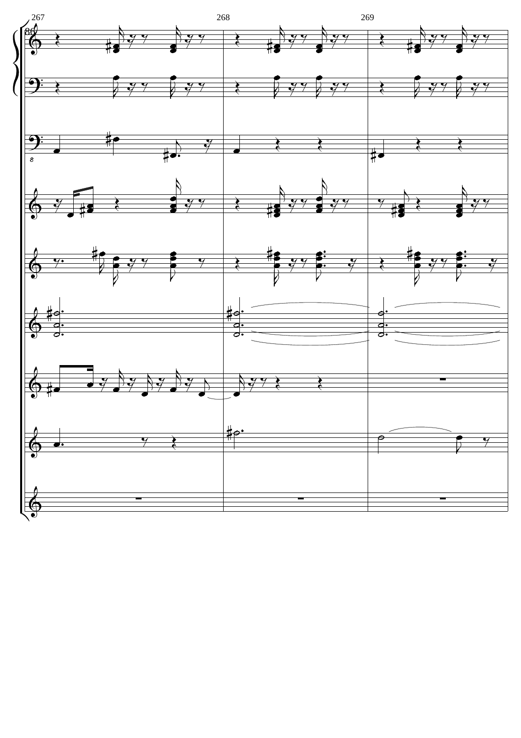267

268

269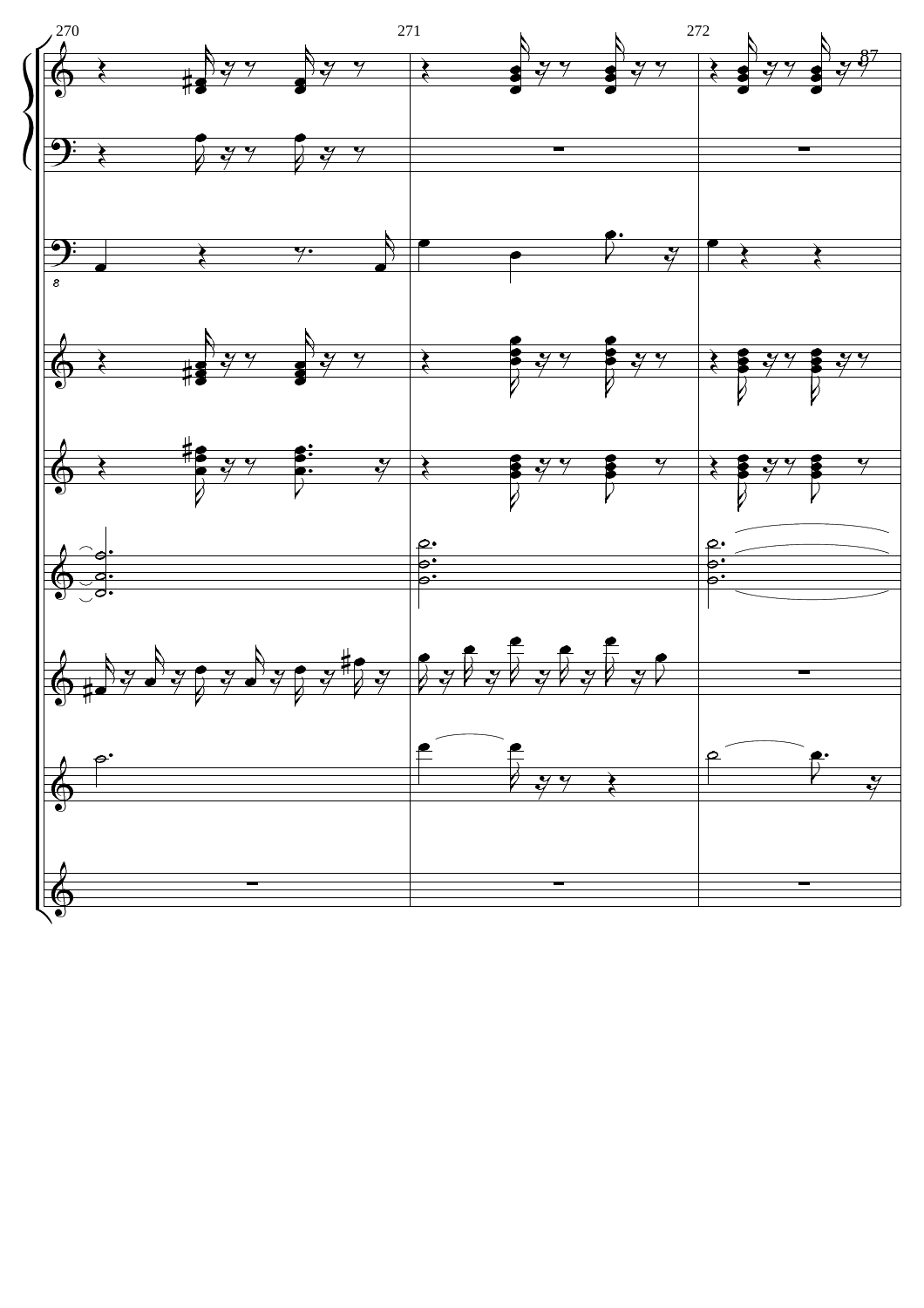270

271

272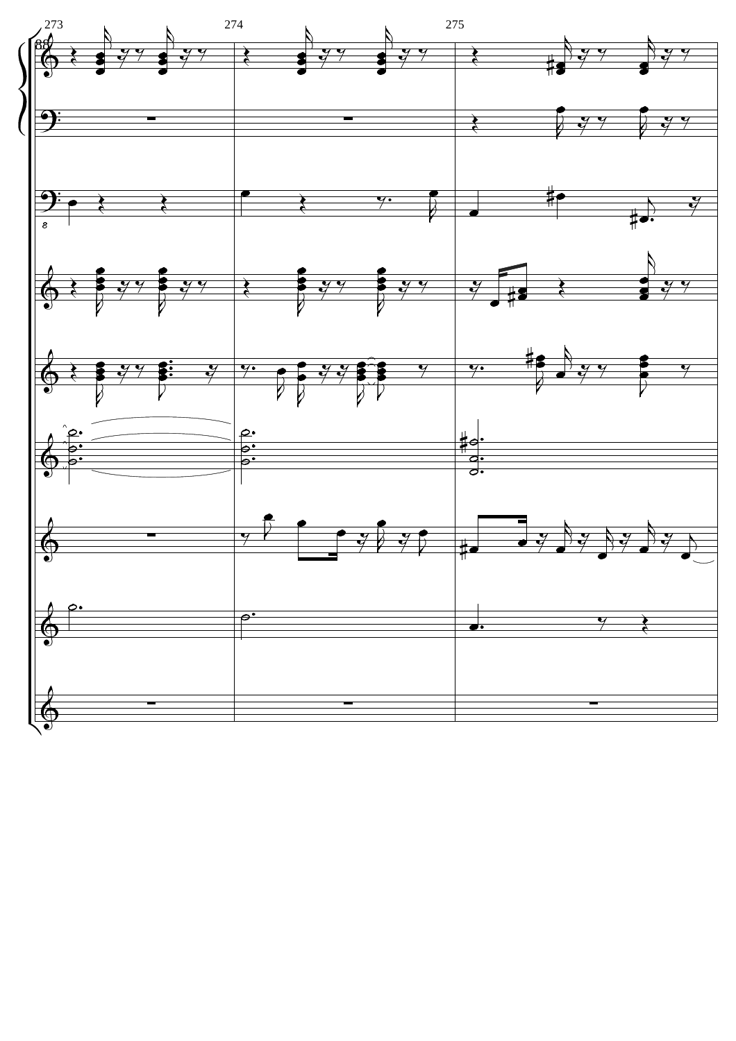273

274

275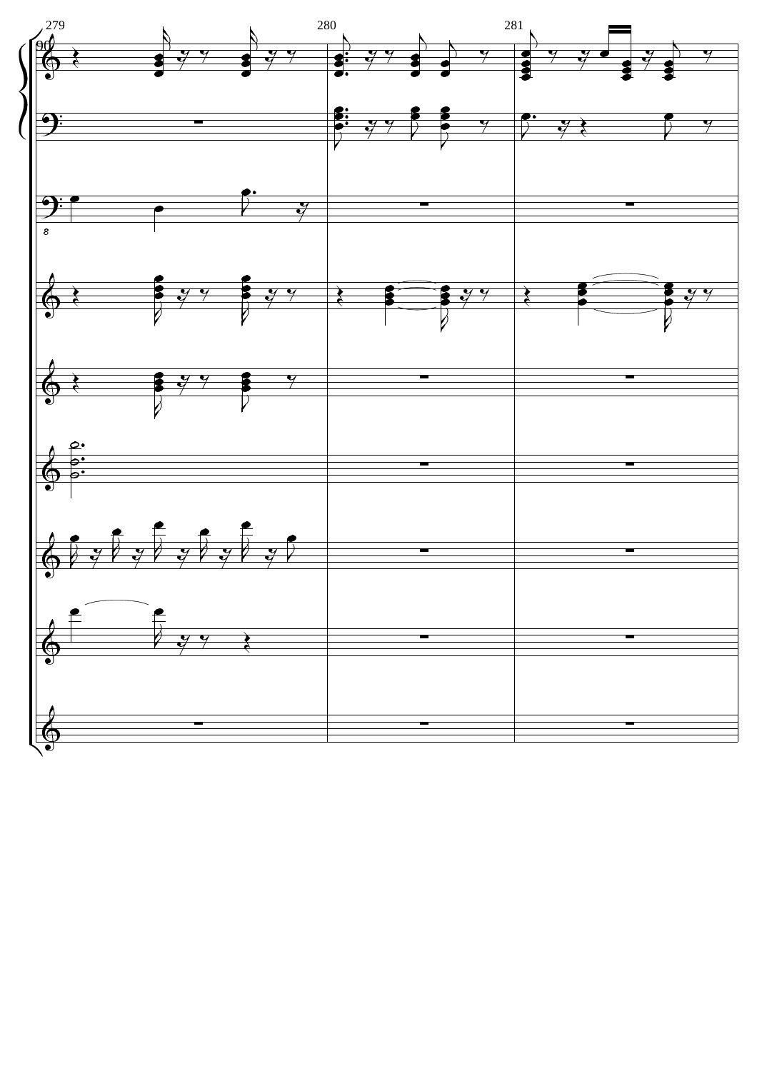279

280

281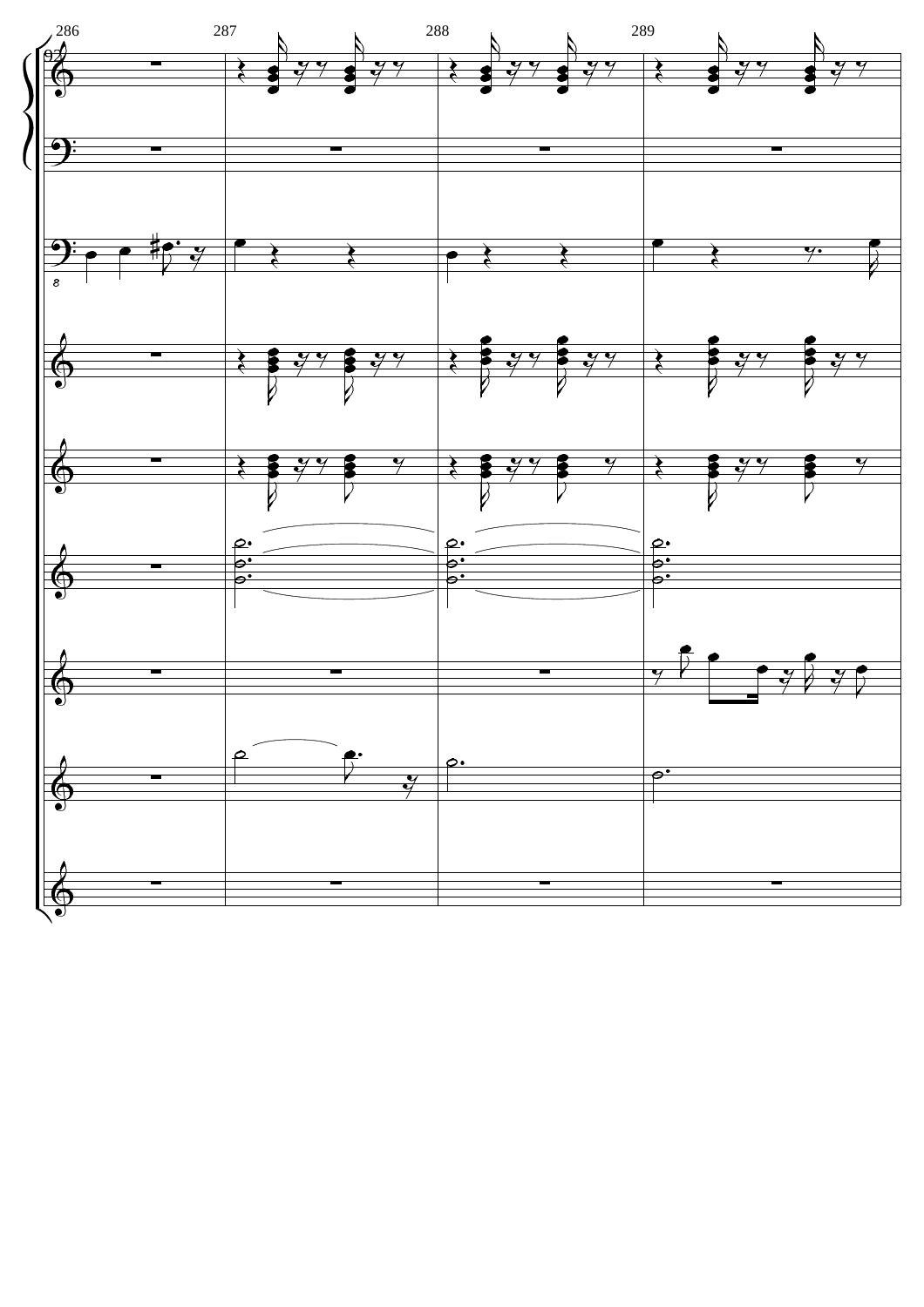286

287

288

289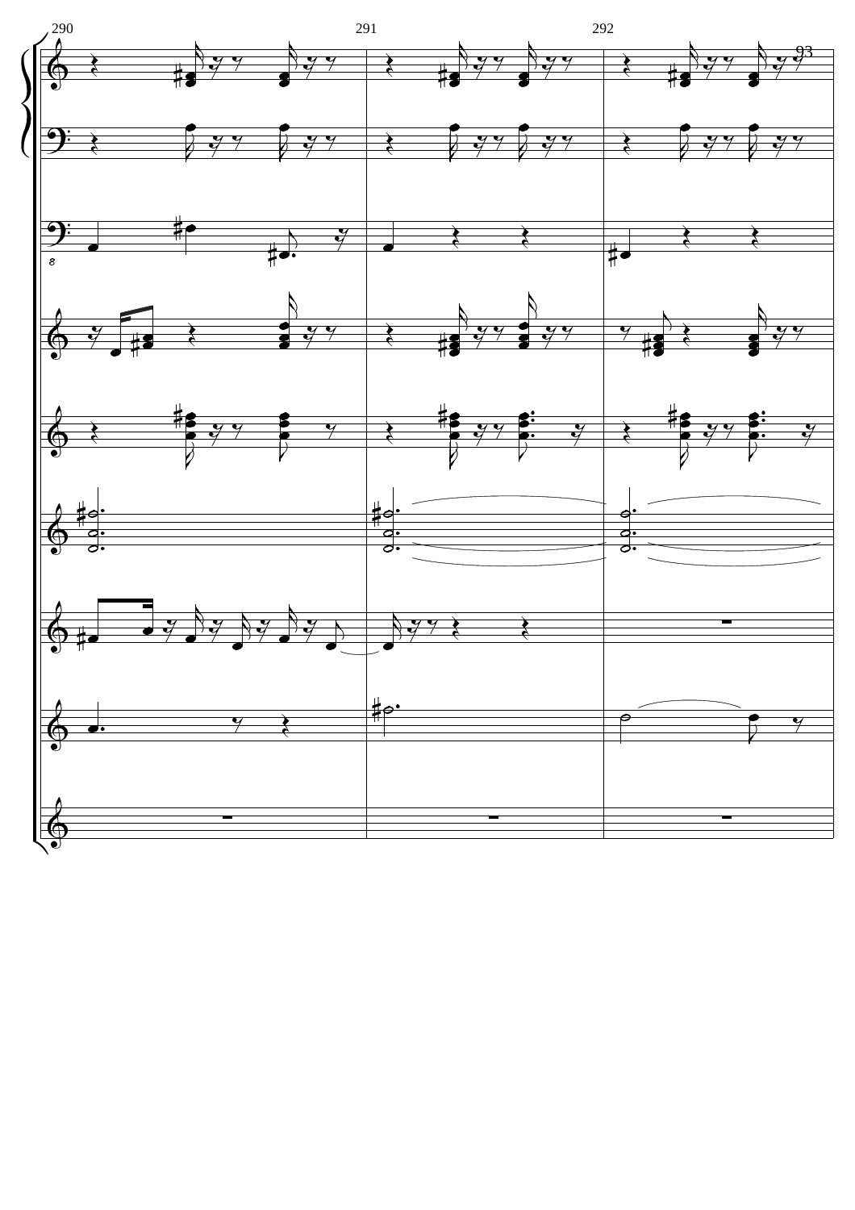290

291

292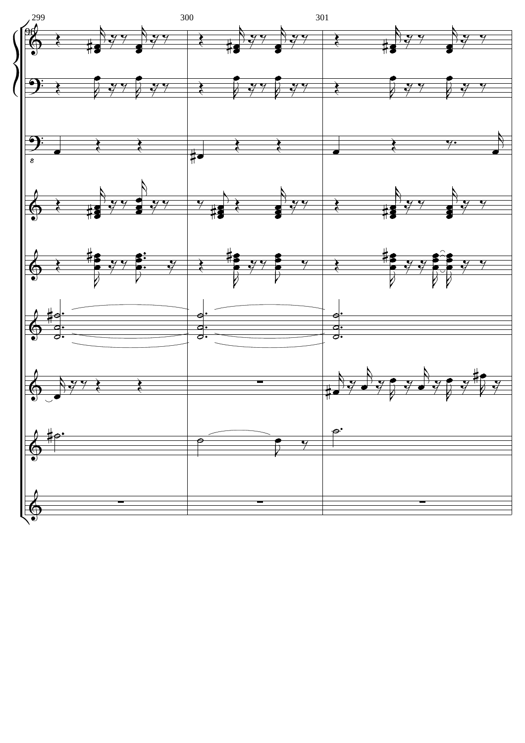299

300

301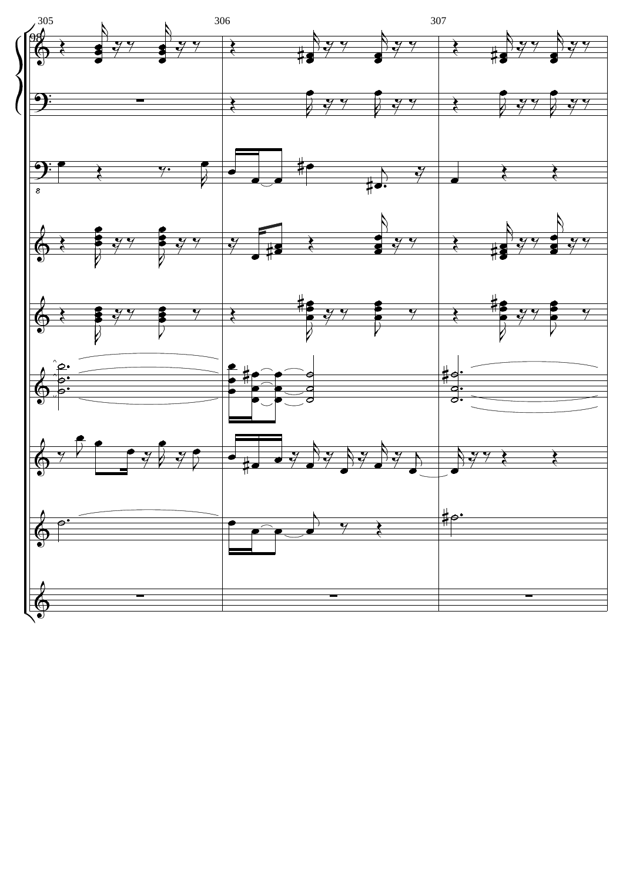305

306

307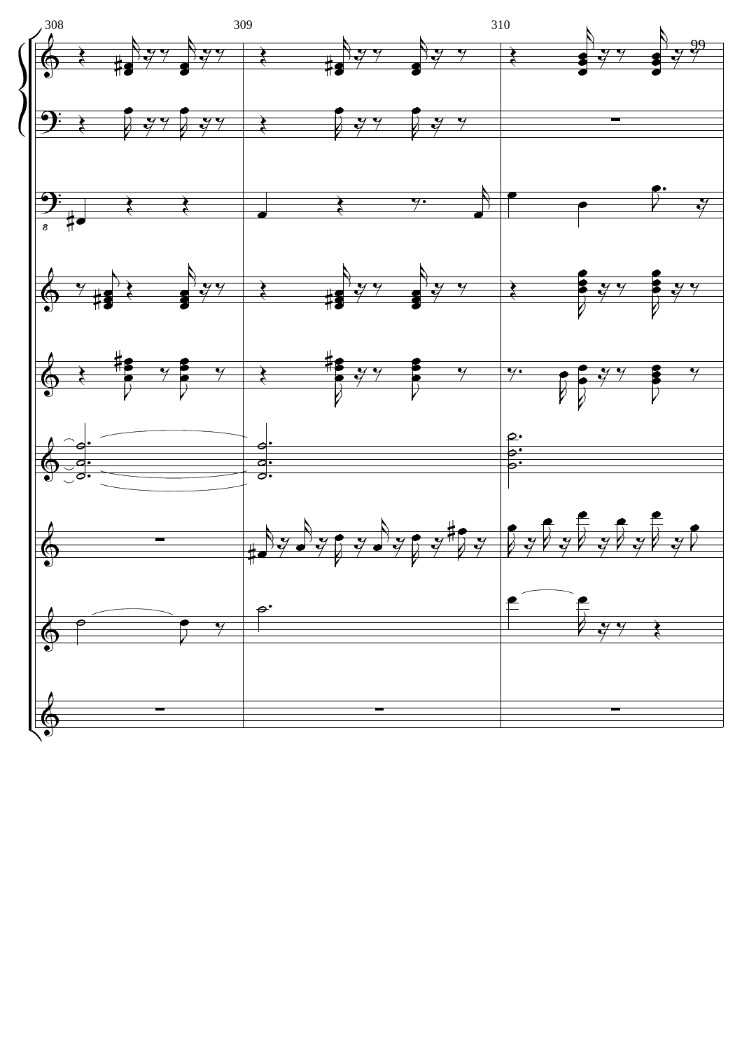308

309

310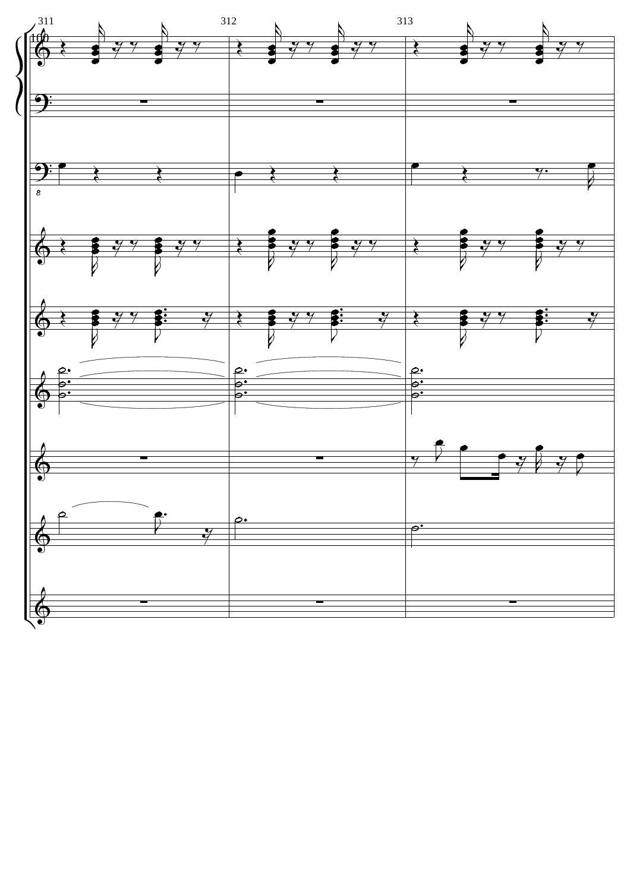311 312 313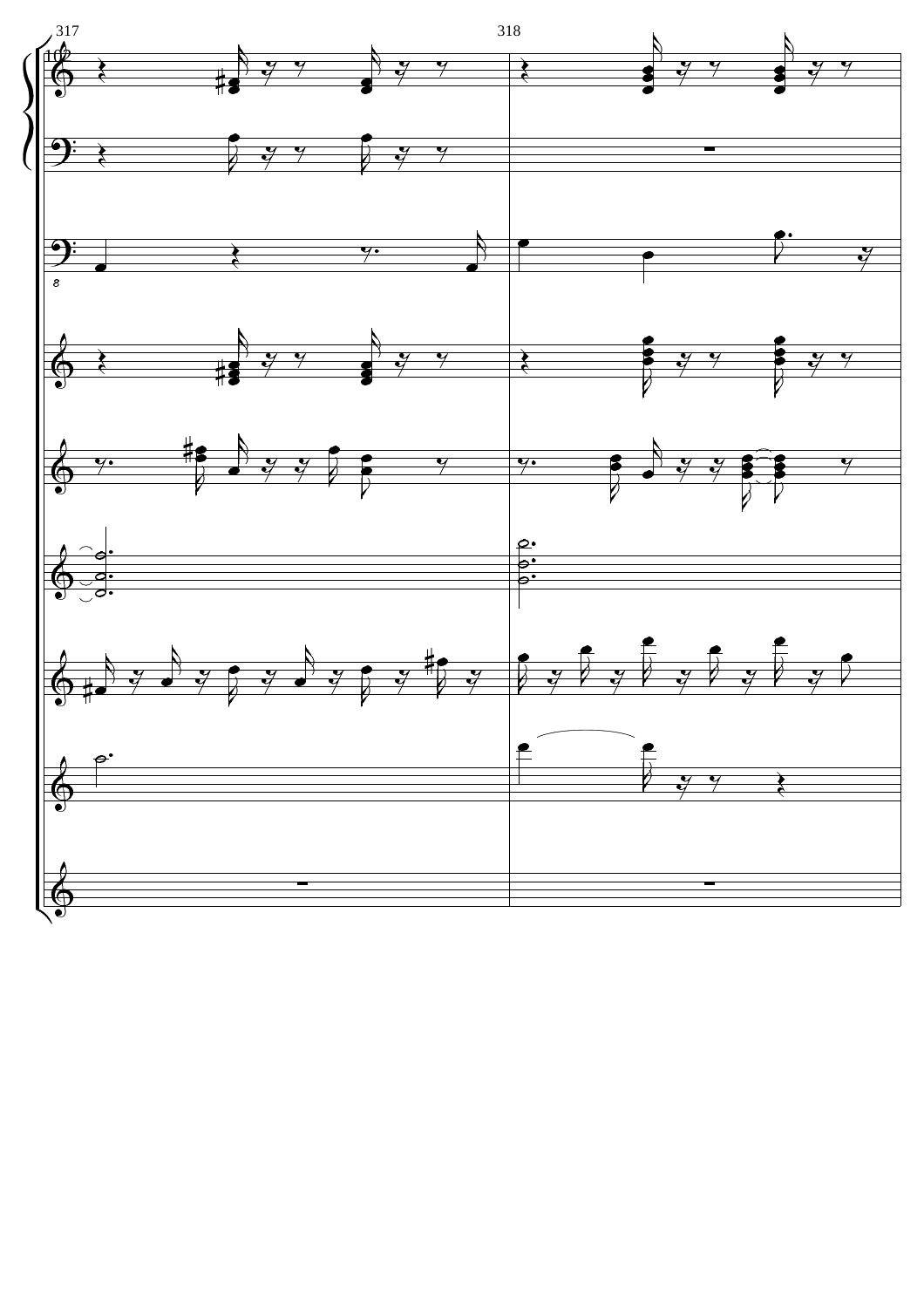317

318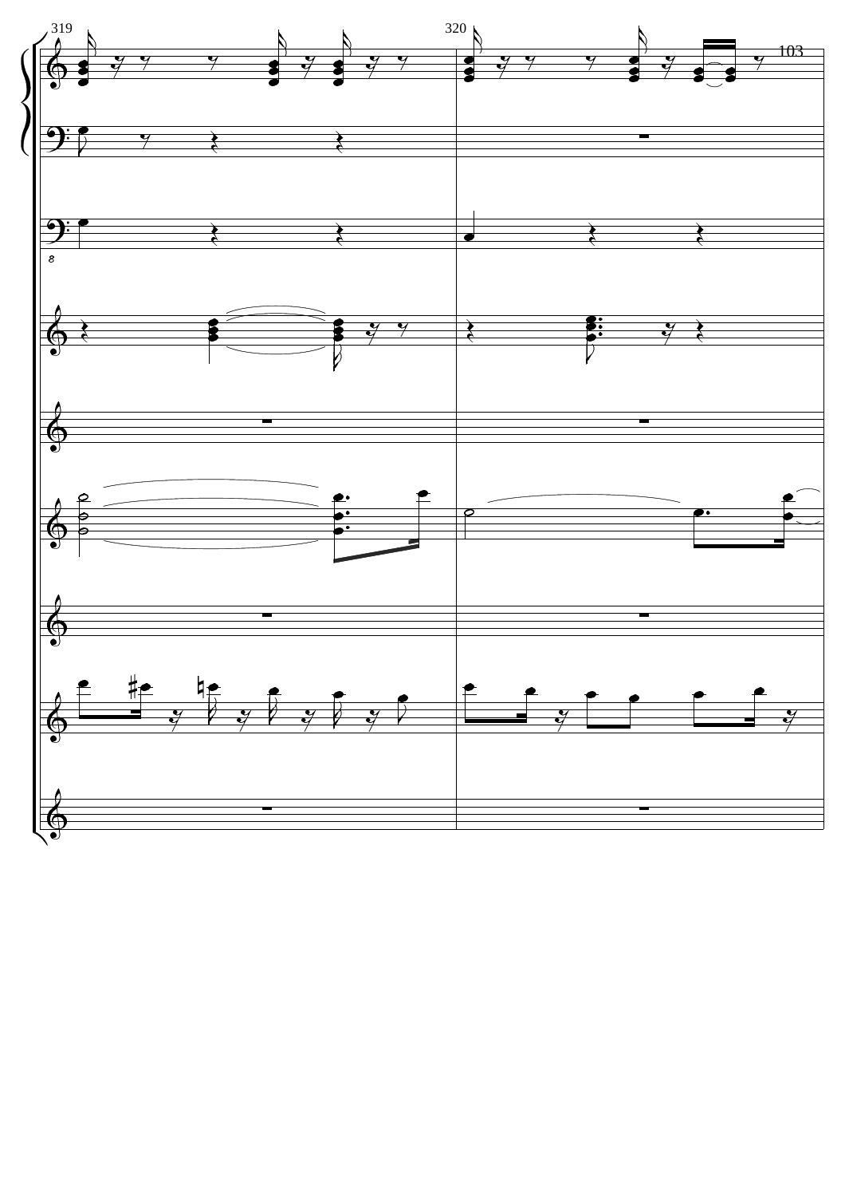319

320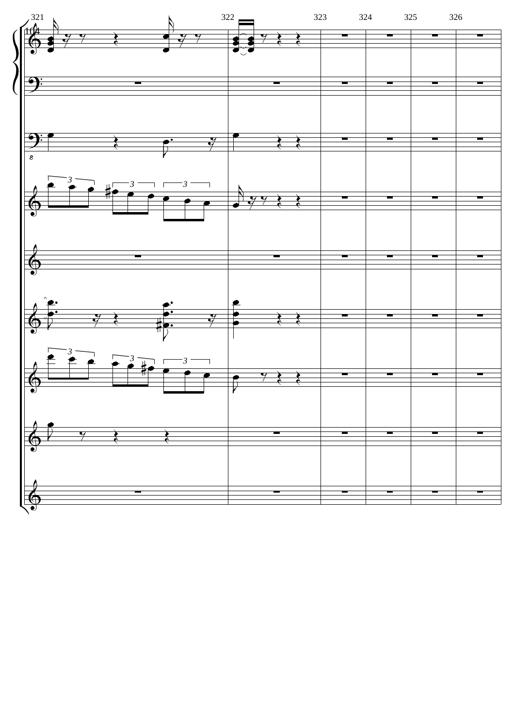321

322

323

324

325

326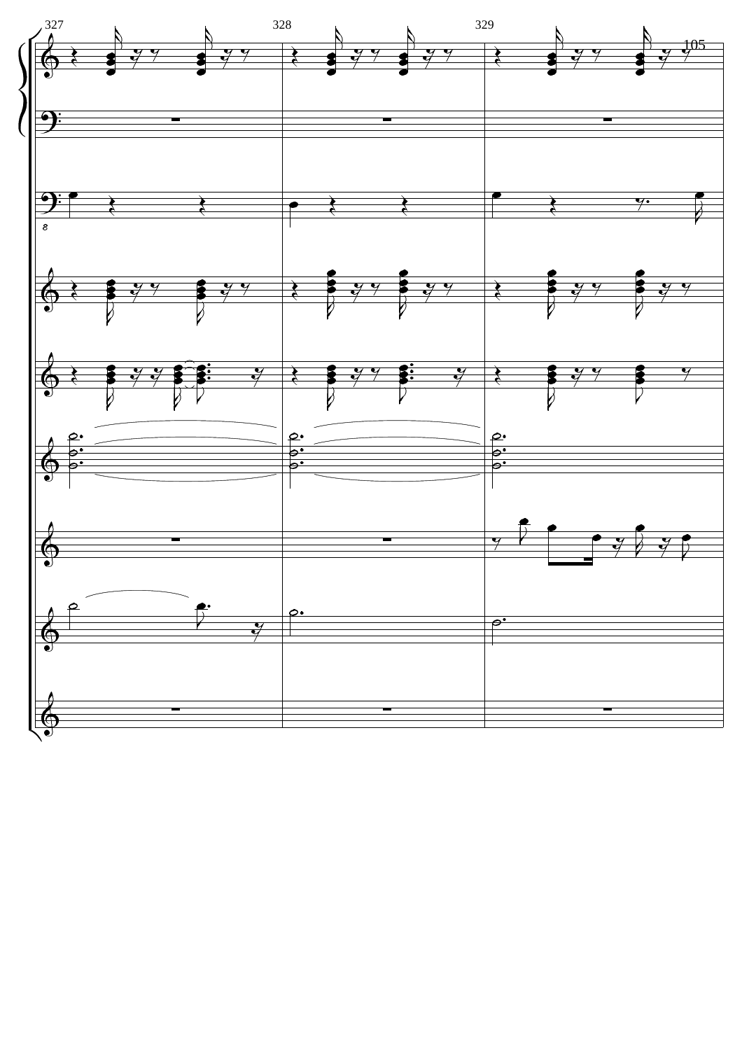327

328

329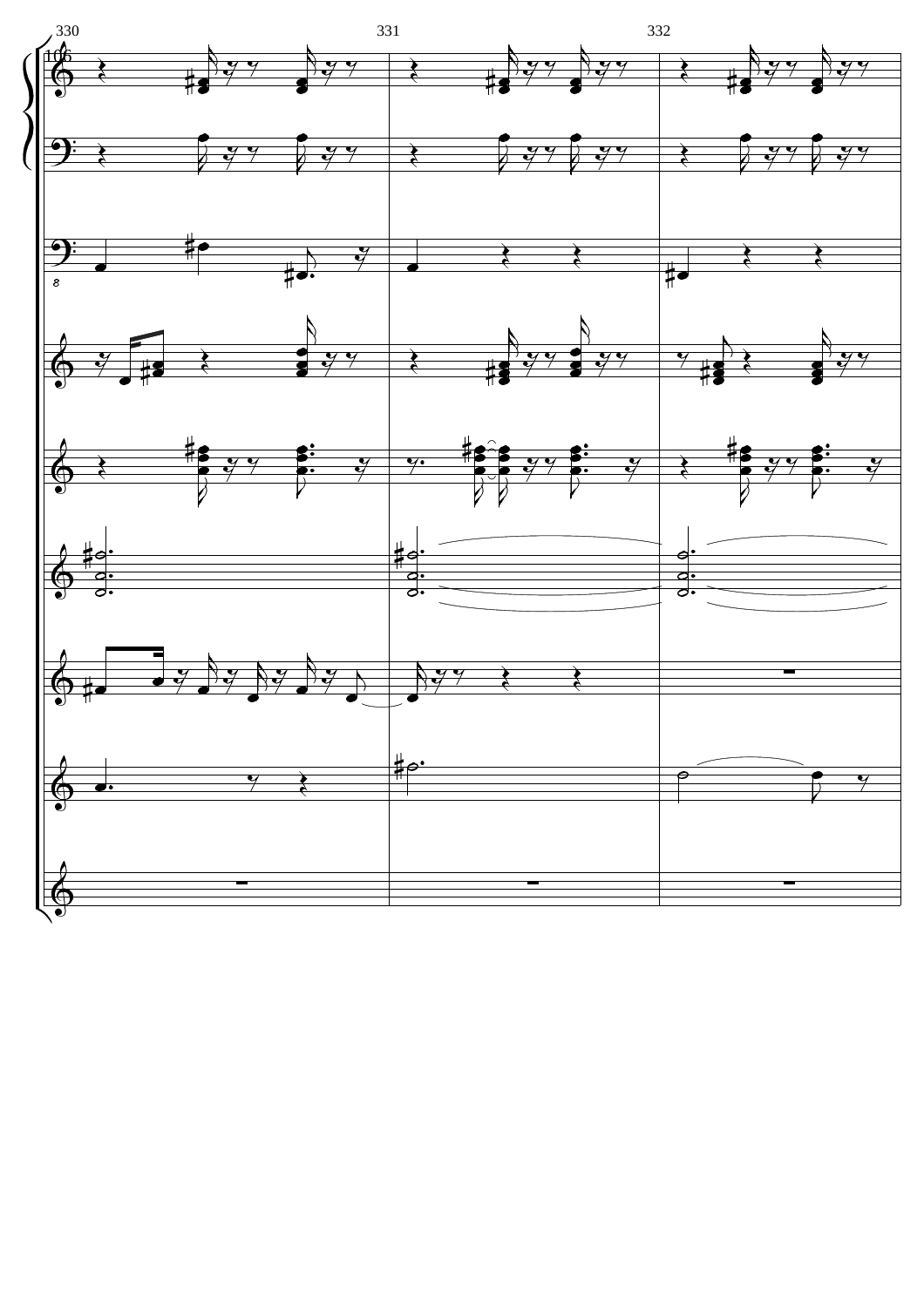330

331

332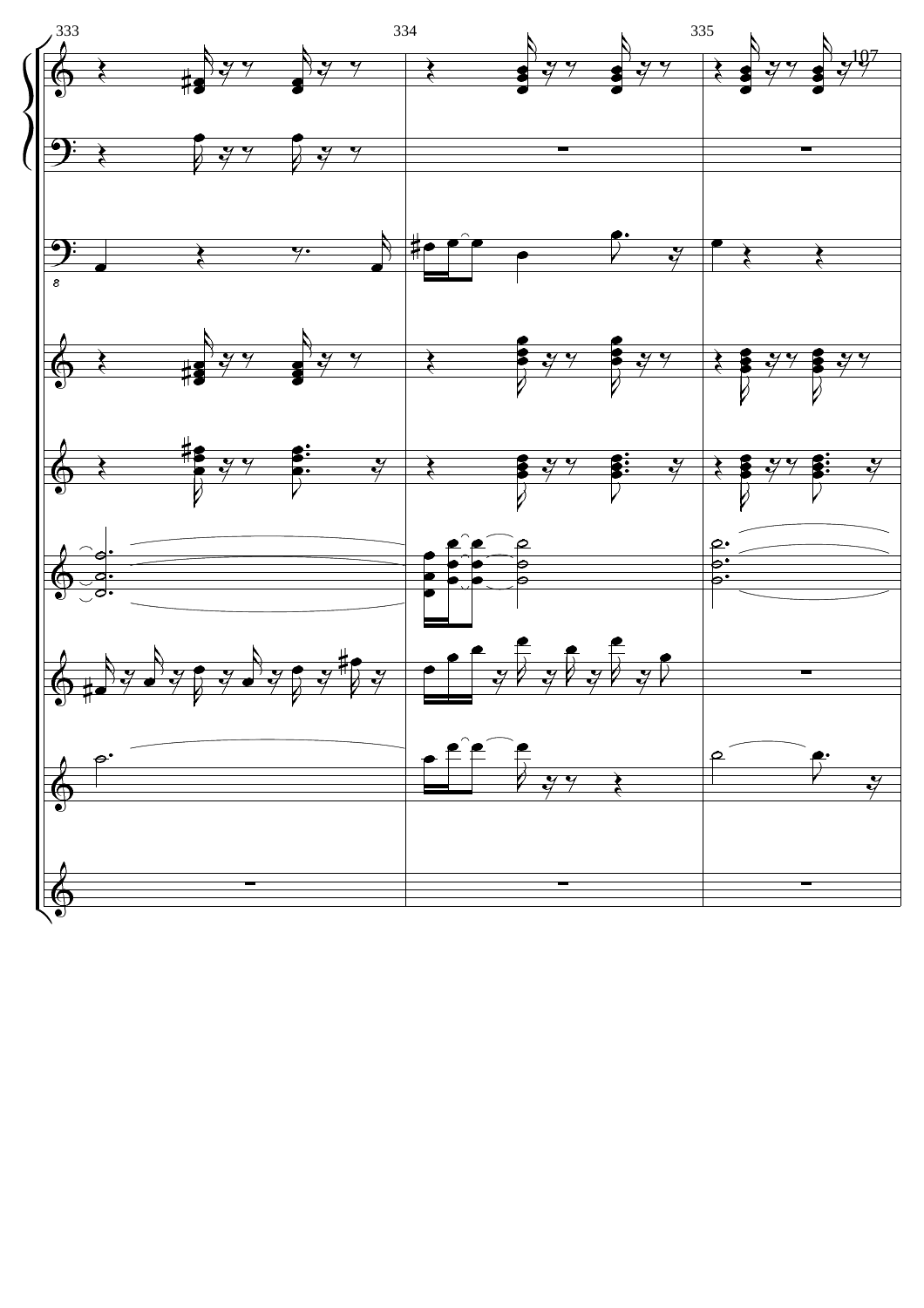333

334

335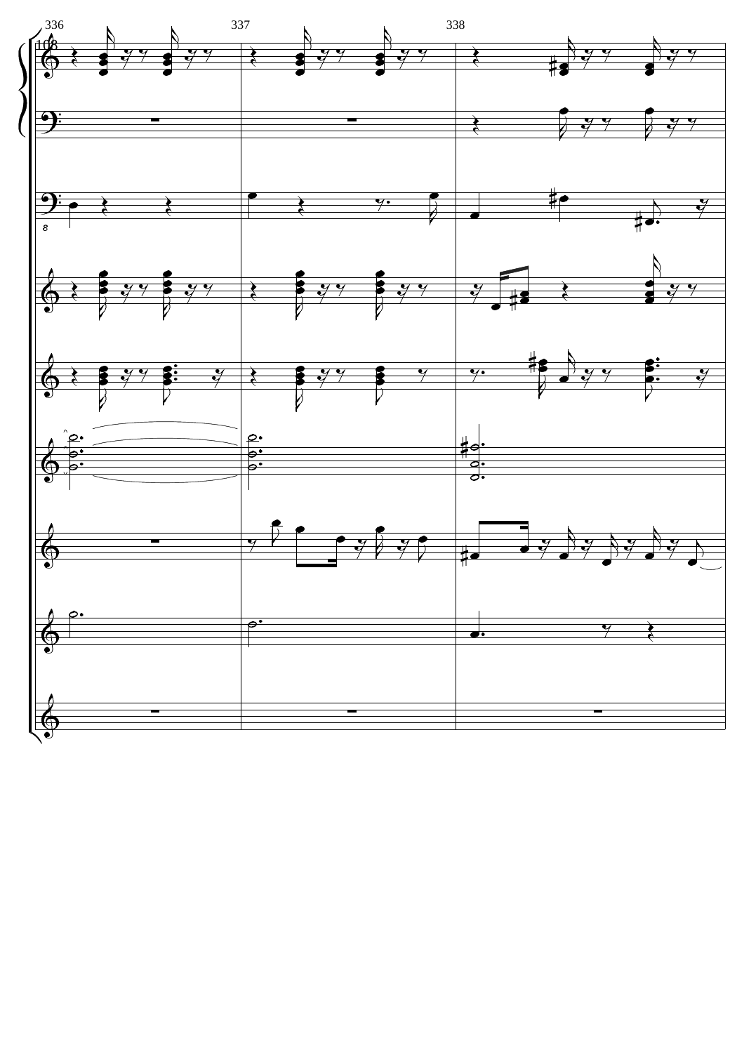336 337 338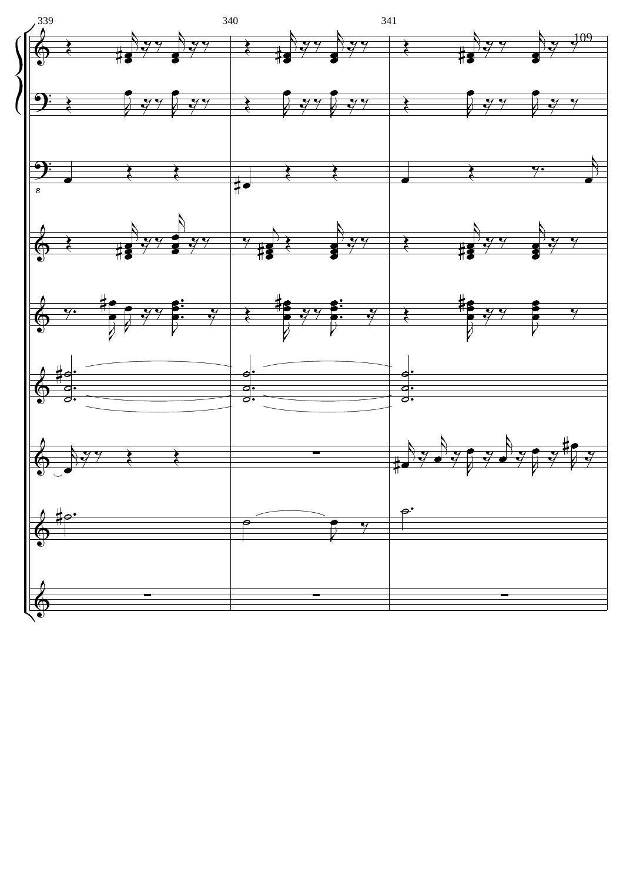339

340

341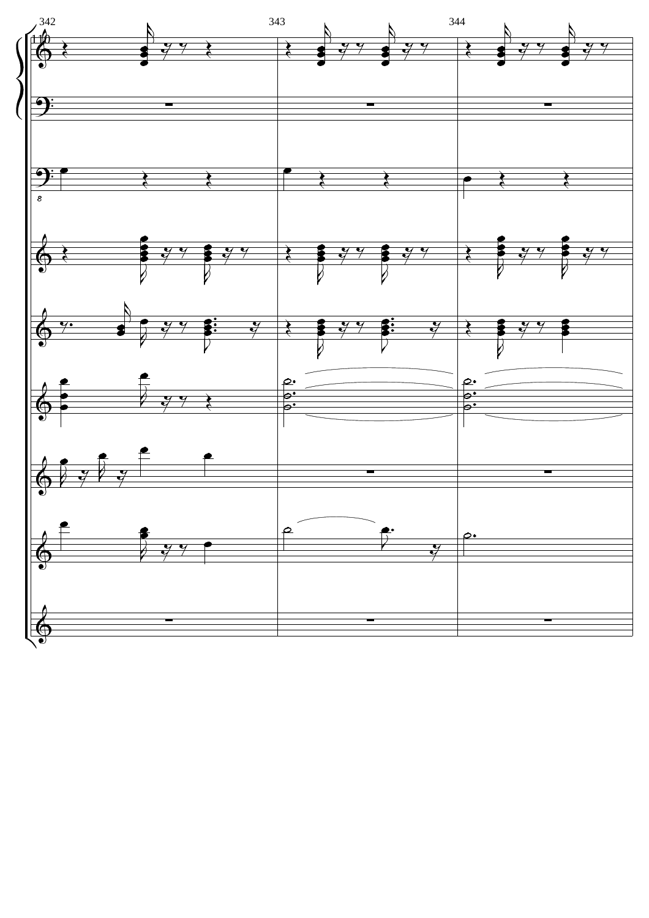342

343

344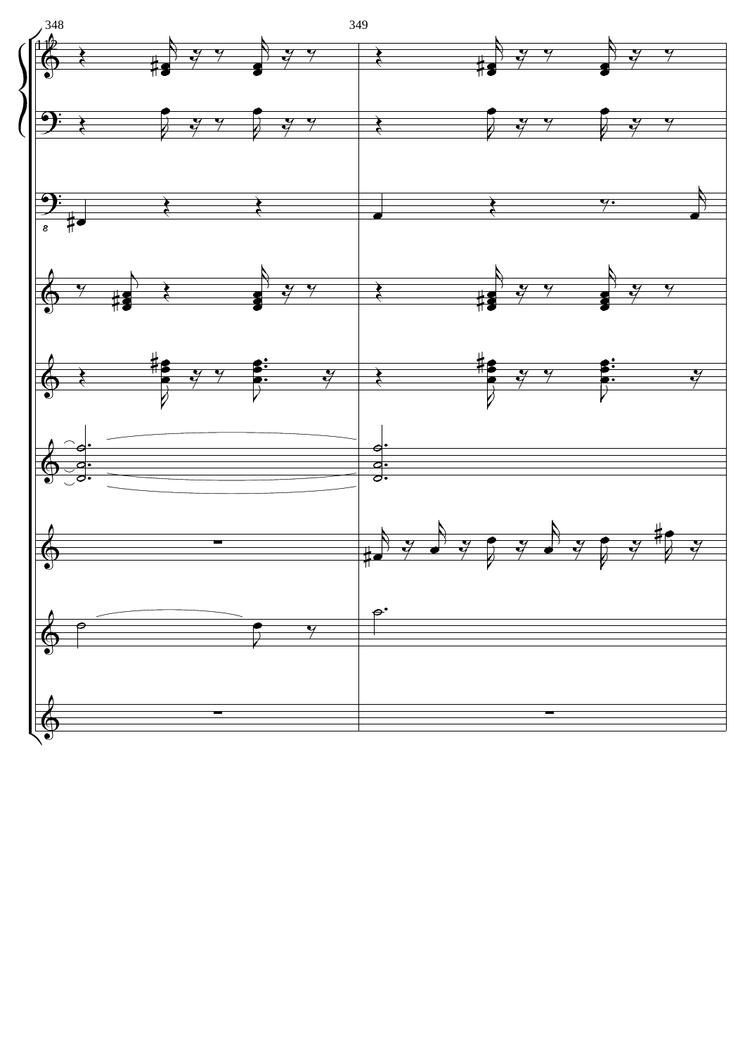348

349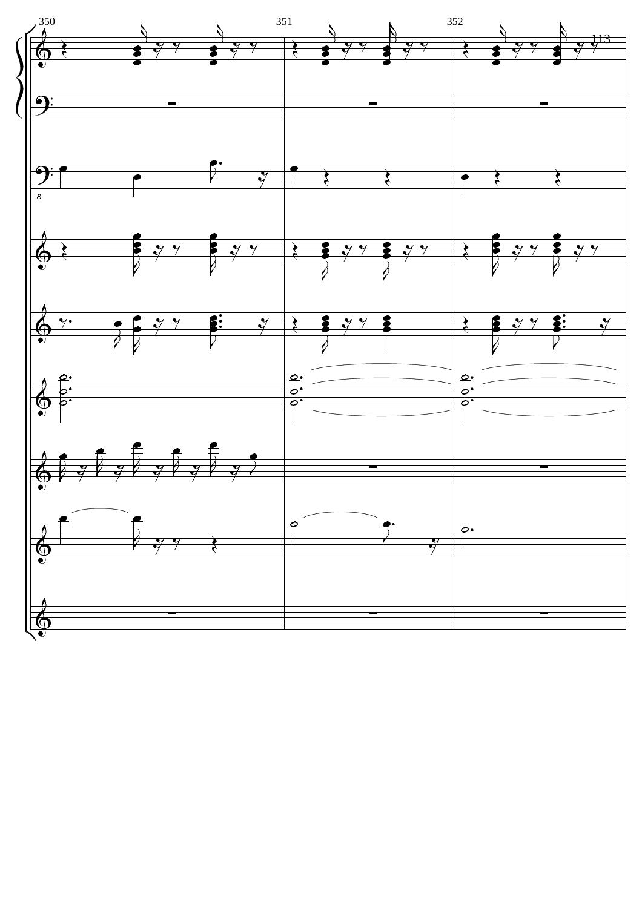350

351

352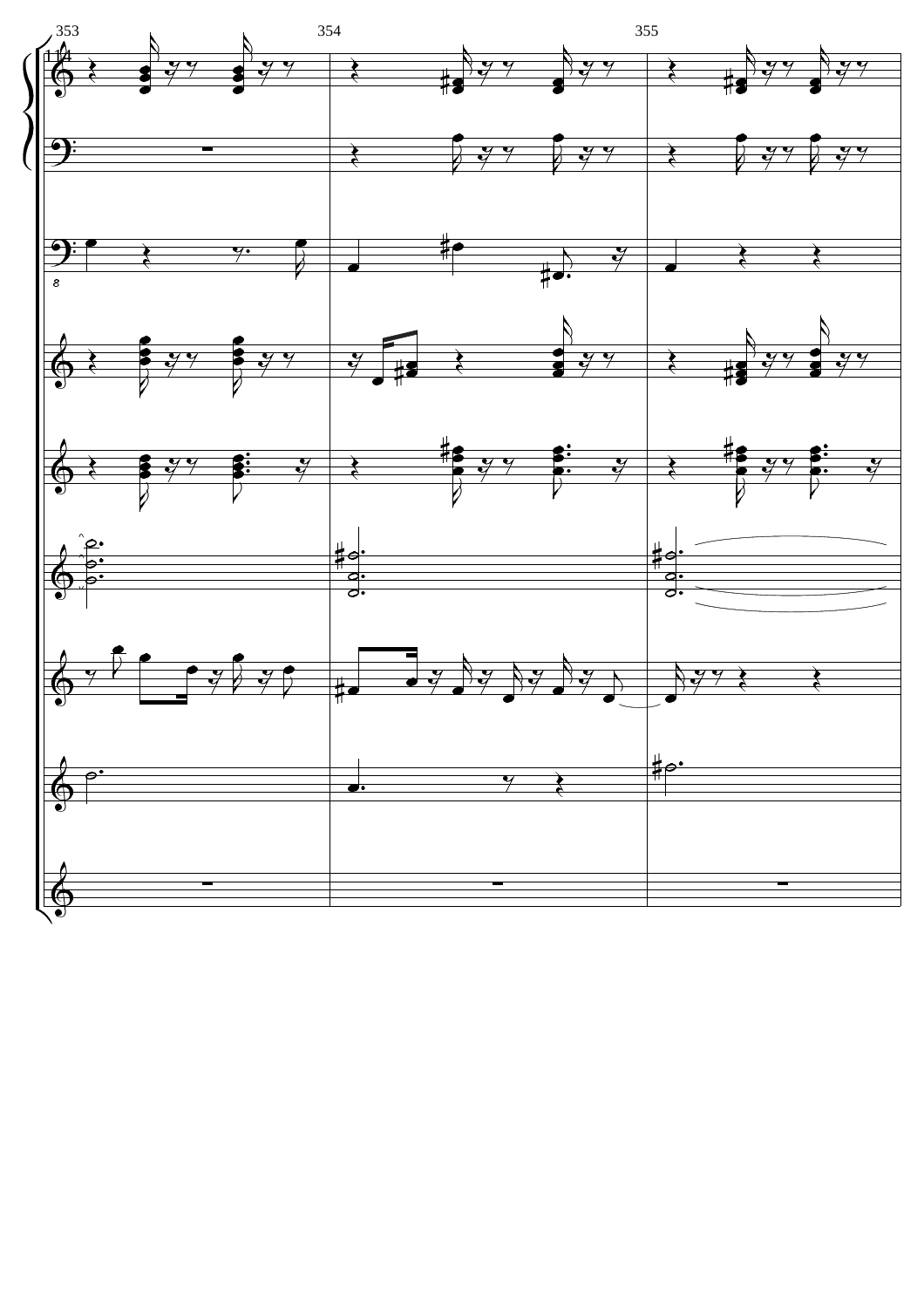353

354

355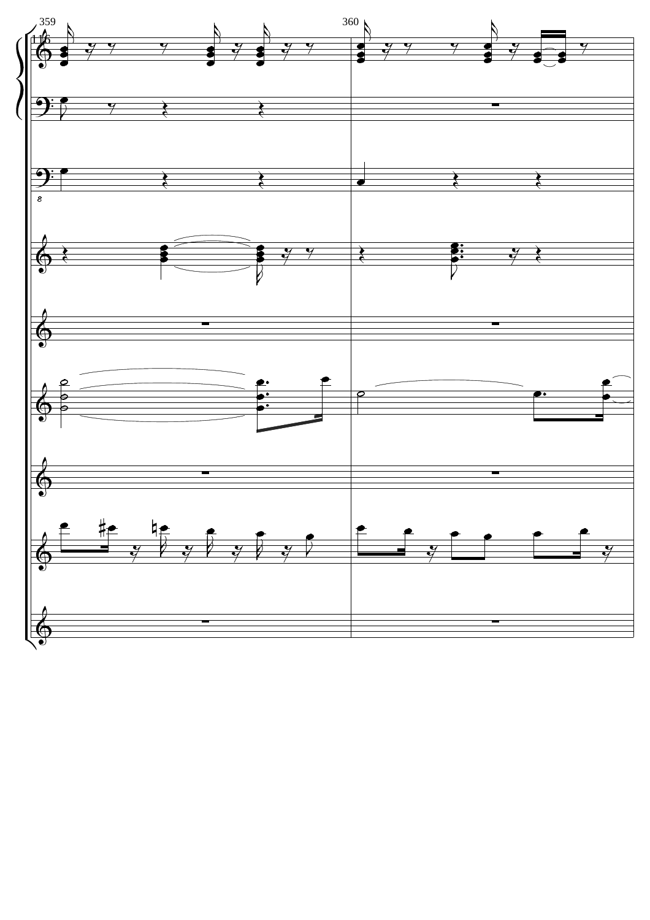359

360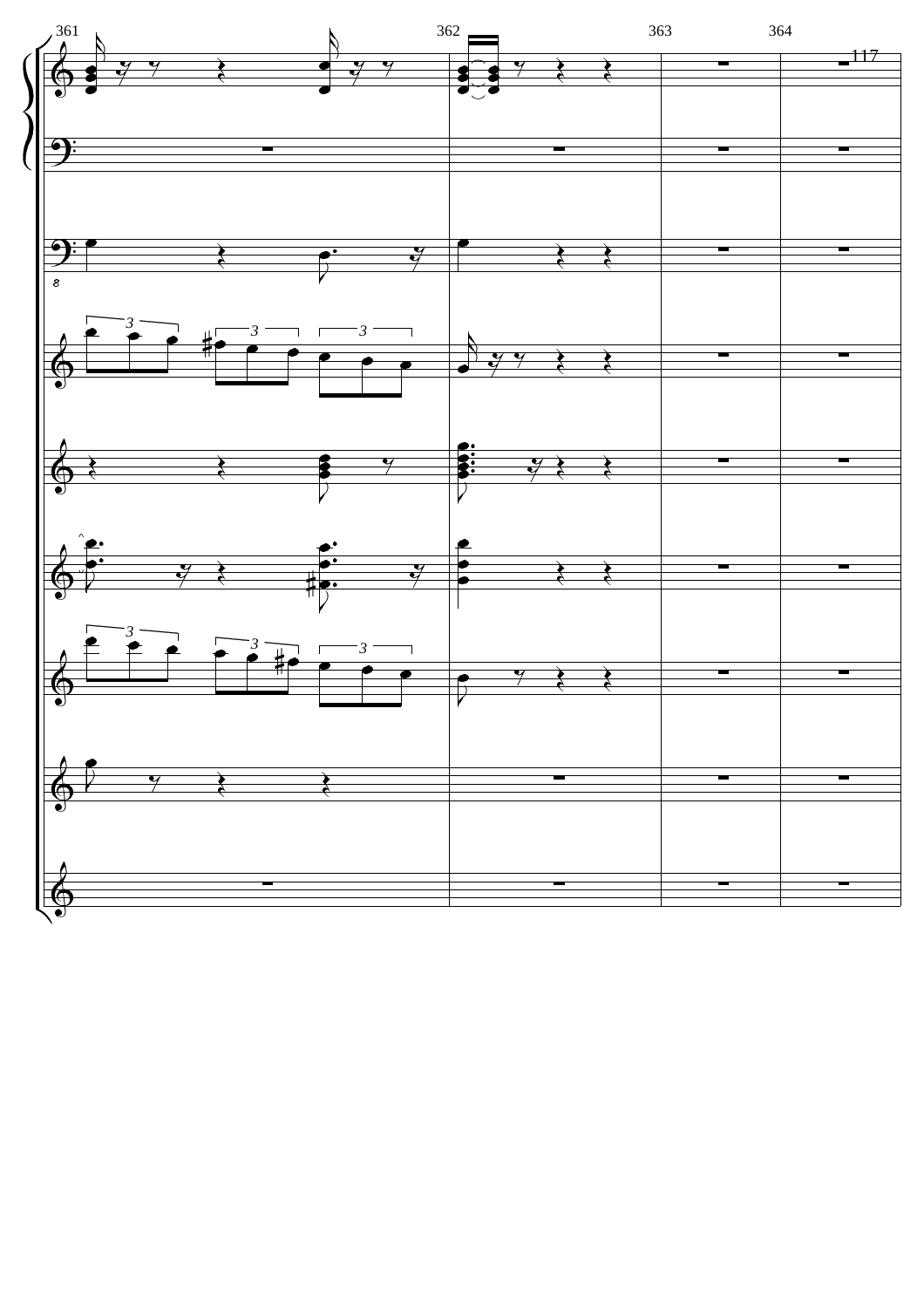361

362

363

364